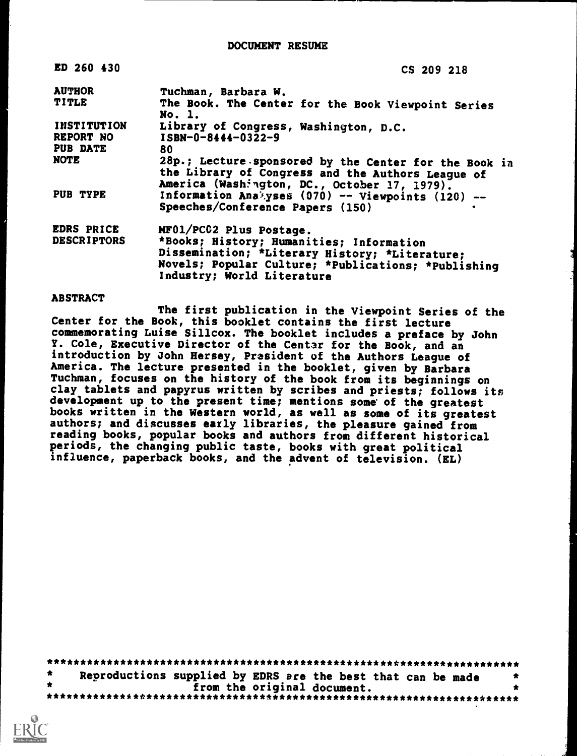# DOCUMENT RESUME

| | |
|---|---|
| ED 260 430 | CS 209 218 |
| AUTHOR | Tuchman, Barbara W. |
| TITLE | The Book. The Center for the Book Viewpoint Series No. 1. |
| INSTITUTION | Library of Congress, Washington, D.C. |
| REPORT NO | ISBN-0-8444-0322-9 |
| PUB DATE | 80 |
| NOTE | 28p.; Lecture sponsored by the Center for the Book in the Library of Congress and the Authors League of America (Washington, DC., October 17, 1979). |
| PUB TYPE | Information Analyses (070) -- Viewpoints (120) -- Speeches/Conference Papers (150) |
| EDRS PRICE | MF01/PC02 Plus Postage. |
| DESCRIPTORS | *Books; History; Humanities; Information Dissemination; *Literary History; *Literature; Novels; Popular Culture; *Publications; *Publishing Industry; World Literature |

## ABSTRACT

The first publication in the Viewpoint Series of the Center for the Book, this booklet contains the first lecture commemorating Luise Sillcox. The booklet includes a preface by John Y. Cole, Executive Director of the Center for the Book, and an introduction by John Hersey, President of the Authors League of America. The lecture presented in the booklet, given by Barbara Tuchman, focuses on the history of the book from its beginnings on clay tablets and papyrus written by scribes and priests; follows its development up to the present time; mentions some of the greatest books written in the Western world, as well as some of its greatest authors; and discusses early libraries, the pleasure gained from reading books, popular books and authors from different historical periods, the changing public taste, books with great political influence, paperback books, and the advent of television. (EL)

***********************************************************************
* Reproductions supplied by EDRS are the best that can be made *
* from the original document. *
***********************************************************************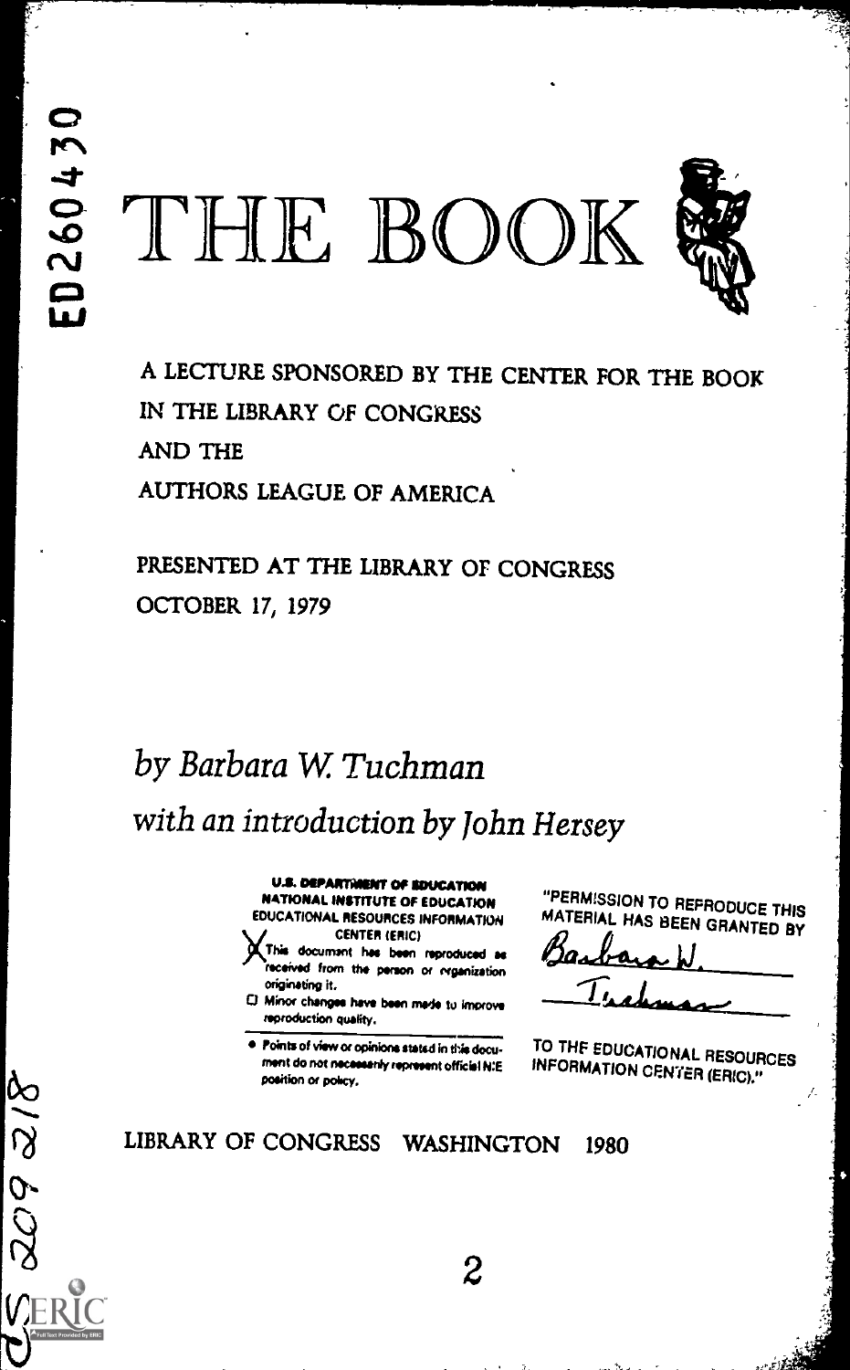ED260430

# THE BOOK

A LECTURE SPONSORED BY THE CENTER FOR THE BOOK IN THE LIBRARY OF CONGRESS AND THE AUTHORS LEAGUE OF AMERICA

PRESENTED AT THE LIBRARY OF CONGRESS
OCTOBER 17, 1979

*by Barbara W. Tuchman*

*with an introduction by John Hersey*

**U.S. DEPARTMENT OF EDUCATION**
**NATIONAL INSTITUTE OF EDUCATION**
EDUCATIONAL RESOURCES INFORMATION CENTER (ERIC)

- [X] This document has been reproduced as received from the person or organization originating it.
- [ ] Minor changes have been made to improve reproduction quality.

- Points of view or opinions stated in this document do not necessarily represent official NIE position or policy.

"PERMISSION TO REPRODUCE THIS MATERIAL HAS BEEN GRANTED BY

Barbara W. Tuchman

TO THE EDUCATIONAL RESOURCES INFORMATION CENTER (ERIC)."

LIBRARY OF CONGRESS WASHINGTON 1980

CS 209 218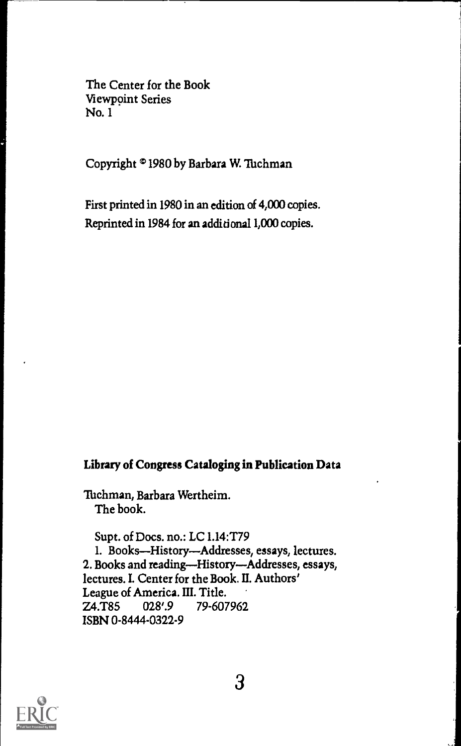The Center for the Book
Viewpoint Series
No. 1

Copyright © 1980 by Barbara W. Tuchman

First printed in 1980 in an edition of 4,000 copies.
Reprinted in 1984 for an additional 1,000 copies.

**Library of Congress Cataloging in Publication Data**

Tuchman, Barbara Wertheim.
The book.

Supt. of Docs. no.: LC 1.14:T79
1. Books—History—Addresses, essays, lectures.
2. Books and reading—History—Addresses, essays, lectures. I. Center for the Book. II. Authors' League of America. III. Title.
Z4.T85    028'.9    79-607962
ISBN 0-8444-0322-9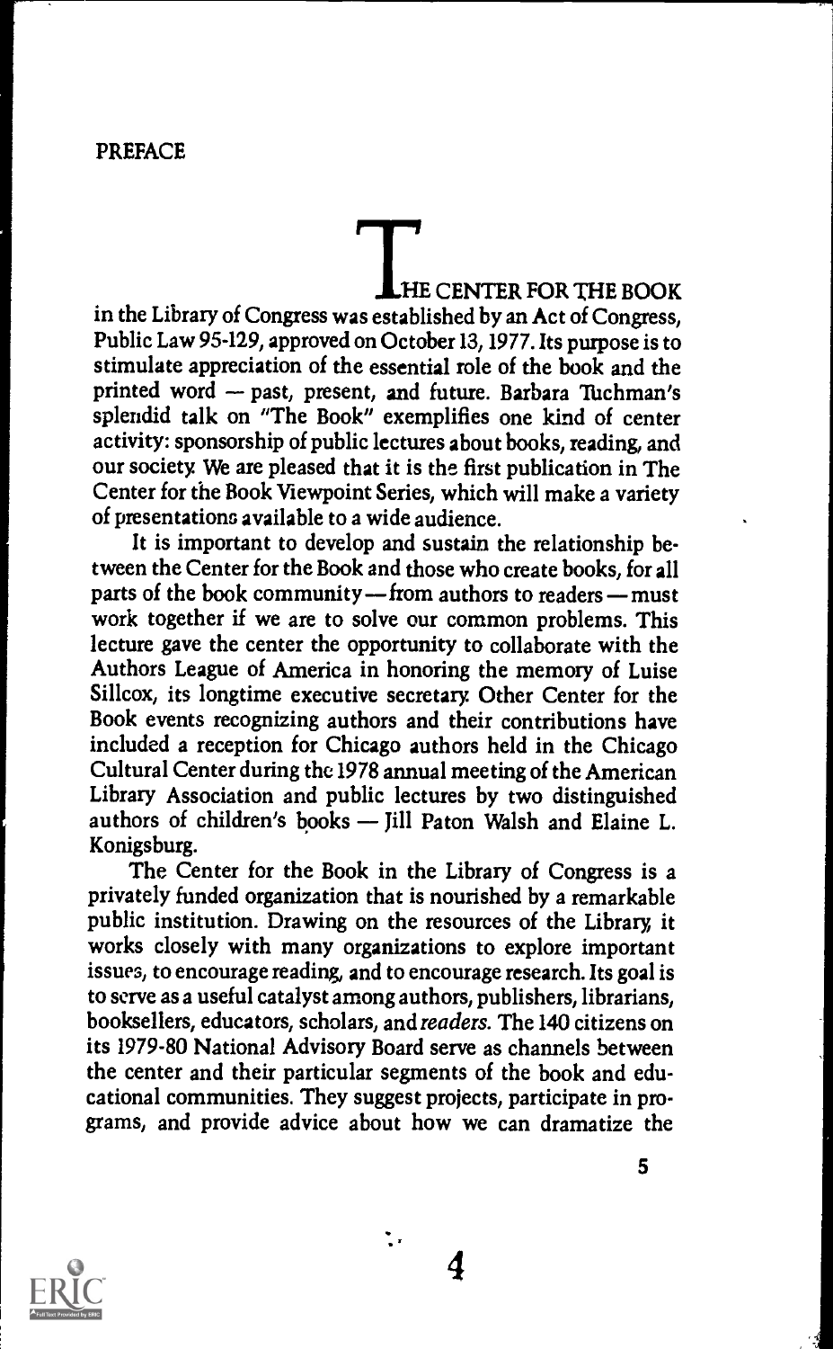# PREFACE

THE CENTER FOR THE BOOK in the Library of Congress was established by an Act of Congress, Public Law 95-129, approved on October 13, 1977. Its purpose is to stimulate appreciation of the essential role of the book and the printed word — past, present, and future. Barbara Tuchman's splendid talk on "The Book" exemplifies one kind of center activity: sponsorship of public lectures about books, reading, and our society. We are pleased that it is the first publication in The Center for the Book Viewpoint Series, which will make a variety of presentations available to a wide audience.

It is important to develop and sustain the relationship between the Center for the Book and those who create books, for all parts of the book community — from authors to readers — must work together if we are to solve our common problems. This lecture gave the center the opportunity to collaborate with the Authors League of America in honoring the memory of Luise Sillcox, its longtime executive secretary. Other Center for the Book events recognizing authors and their contributions have included a reception for Chicago authors held in the Chicago Cultural Center during the 1978 annual meeting of the American Library Association and public lectures by two distinguished authors of children's books — Jill Paton Walsh and Elaine L. Konigsburg.

The Center for the Book in the Library of Congress is a privately funded organization that is nourished by a remarkable public institution. Drawing on the resources of the Library, it works closely with many organizations to explore important issues, to encourage reading, and to encourage research. Its goal is to serve as a useful catalyst among authors, publishers, librarians, booksellers, educators, scholars, and *readers*. The 140 citizens on its 1979-80 National Advisory Board serve as channels between the center and their particular segments of the book and educational communities. They suggest projects, participate in programs, and provide advice about how we can dramatize the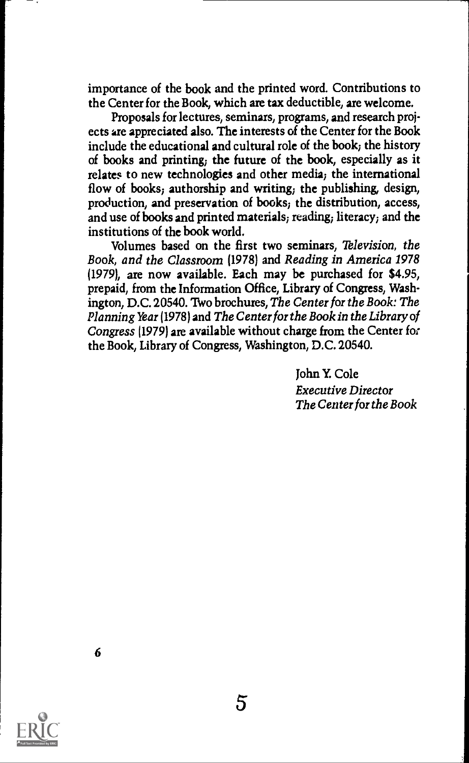importance of the book and the printed word. Contributions to the Center for the Book, which are tax deductible, are welcome.

Proposals for lectures, seminars, programs, and research projects are appreciated also. The interests of the Center for the Book include the educational and cultural role of the book; the history of books and printing; the future of the book, especially as it relates to new technologies and other media; the international flow of books; authorship and writing; the publishing, design, production, and preservation of books; the distribution, access, and use of books and printed materials; reading; literacy; and the institutions of the book world.

Volumes based on the first two seminars, *Television, the Book, and the Classroom* (1978) and *Reading in America 1978* (1979), are now available. Each may be purchased for $4.95, prepaid, from the Information Office, Library of Congress, Washington, D.C. 20540. Two brochures, *The Center for the Book: The Planning Year* (1978) and *The Center for the Book in the Library of Congress* (1979) are available without charge from the Center for the Book, Library of Congress, Washington, D.C. 20540.

John Y. Cole
*Executive Director*
*The Center for the Book*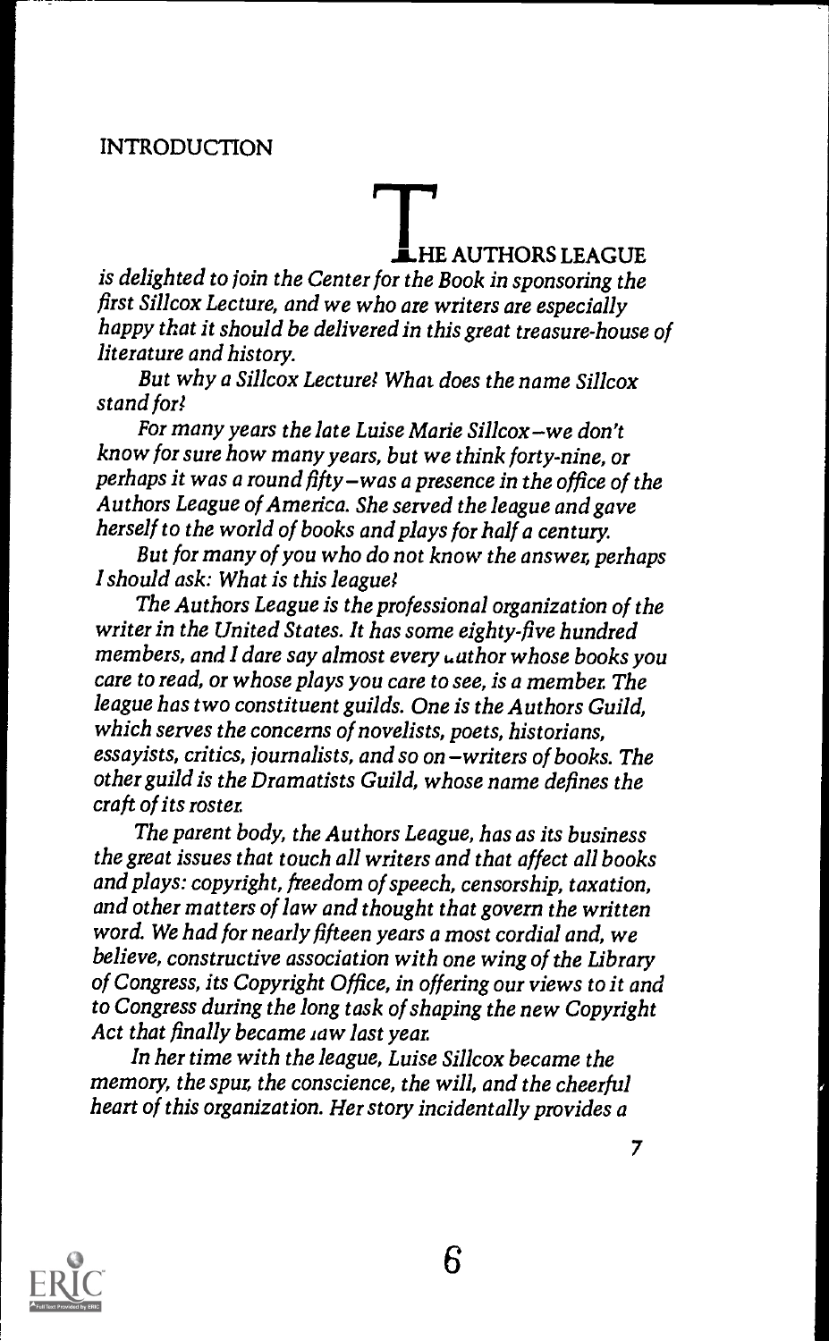## INTRODUCTION

*THE AUTHORS LEAGUE is delighted to join the Center for the Book in sponsoring the first Sillcox Lecture, and we who are writers are especially happy that it should be delivered in this great treasure-house of literature and history.*

*But why a Sillcox Lecture? What does the name Sillcox stand for?*

*For many years the late Luise Marie Sillcox—we don't know for sure how many years, but we think forty-nine, or perhaps it was a round fifty—was a presence in the office of the Authors League of America. She served the league and gave herself to the world of books and plays for half a century.*

*But for many of you who do not know the answer, perhaps I should ask: What is this league?*

*The Authors League is the professional organization of the writer in the United States. It has some eighty-five hundred members, and I dare say almost every author whose books you care to read, or whose plays you care to see, is a member. The league has two constituent guilds. One is the Authors Guild, which serves the concerns of novelists, poets, historians, essayists, critics, journalists, and so on—writers of books. The other guild is the Dramatists Guild, whose name defines the craft of its roster.*

*The parent body, the Authors League, has as its business the great issues that touch all writers and that affect all books and plays: copyright, freedom of speech, censorship, taxation, and other matters of law and thought that govern the written word. We had for nearly fifteen years a most cordial and, we believe, constructive association with one wing of the Library of Congress, its Copyright Office, in offering our views to it and to Congress during the long task of shaping the new Copyright Act that finally became law last year.*

*In her time with the league, Luise Sillcox became the memory, the spur, the conscience, the will, and the cheerful heart of this organization. Her story incidentally provides a*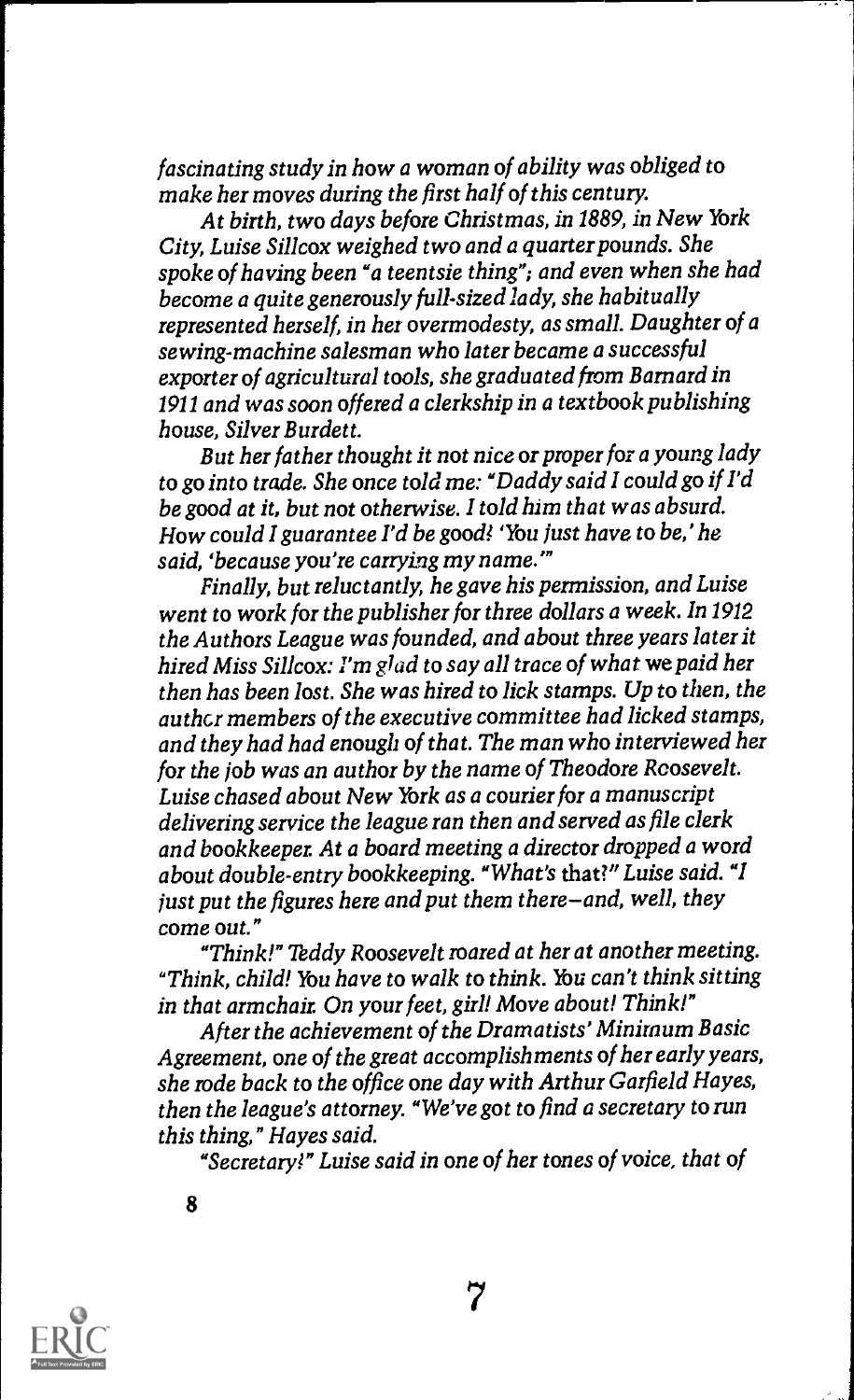*fascinating study in how a woman of ability was obliged to make her moves during the first half of this century.*

*At birth, two days before Christmas, in 1889, in New York City, Luise Sillcox weighed two and a quarter pounds. She spoke of having been "a teentsie thing"; and even when she had become a quite generously full-sized lady, she habitually represented herself, in her overmodesty, as small. Daughter of a sewing-machine salesman who later became a successful exporter of agricultural tools, she graduated from Barnard in 1911 and was soon offered a clerkship in a textbook publishing house, Silver Burdett.*

*But her father thought it not nice or proper for a young lady to go into trade. She once told me: "Daddy said I could go if I'd be good at it, but not otherwise. I told him that was absurd. How could I guarantee I'd be good? 'You just have to be,' he said, 'because you're carrying my name.'"*

*Finally, but reluctantly, he gave his permission, and Luise went to work for the publisher for three dollars a week. In 1912 the Authors League was founded, and about three years later it hired Miss Sillcox: I'm glad to say all trace of what we paid her then has been lost. She was hired to lick stamps. Up to then, the author members of the executive committee had licked stamps, and they had had enough of that. The man who interviewed her for the job was an author by the name of Theodore Roosevelt. Luise chased about New York as a courier for a manuscript delivering service the league ran then and served as file clerk and bookkeeper. At a board meeting a director dropped a word about double-entry bookkeeping. "What's that?" Luise said. "I just put the figures here and put them there—and, well, they come out."*

*"Think!" Teddy Roosevelt roared at her at another meeting. "Think, child! You have to walk to think. You can't think sitting in that armchair. On your feet, girl! Move about! Think!"*

*After the achievement of the Dramatists' Minimum Basic Agreement, one of the great accomplishments of her early years, she rode back to the office one day with Arthur Garfield Hayes, then the league's attorney. "We've got to find a secretary to run this thing," Hayes said.*

*"Secretary!" Luise said in one of her tones of voice, that of*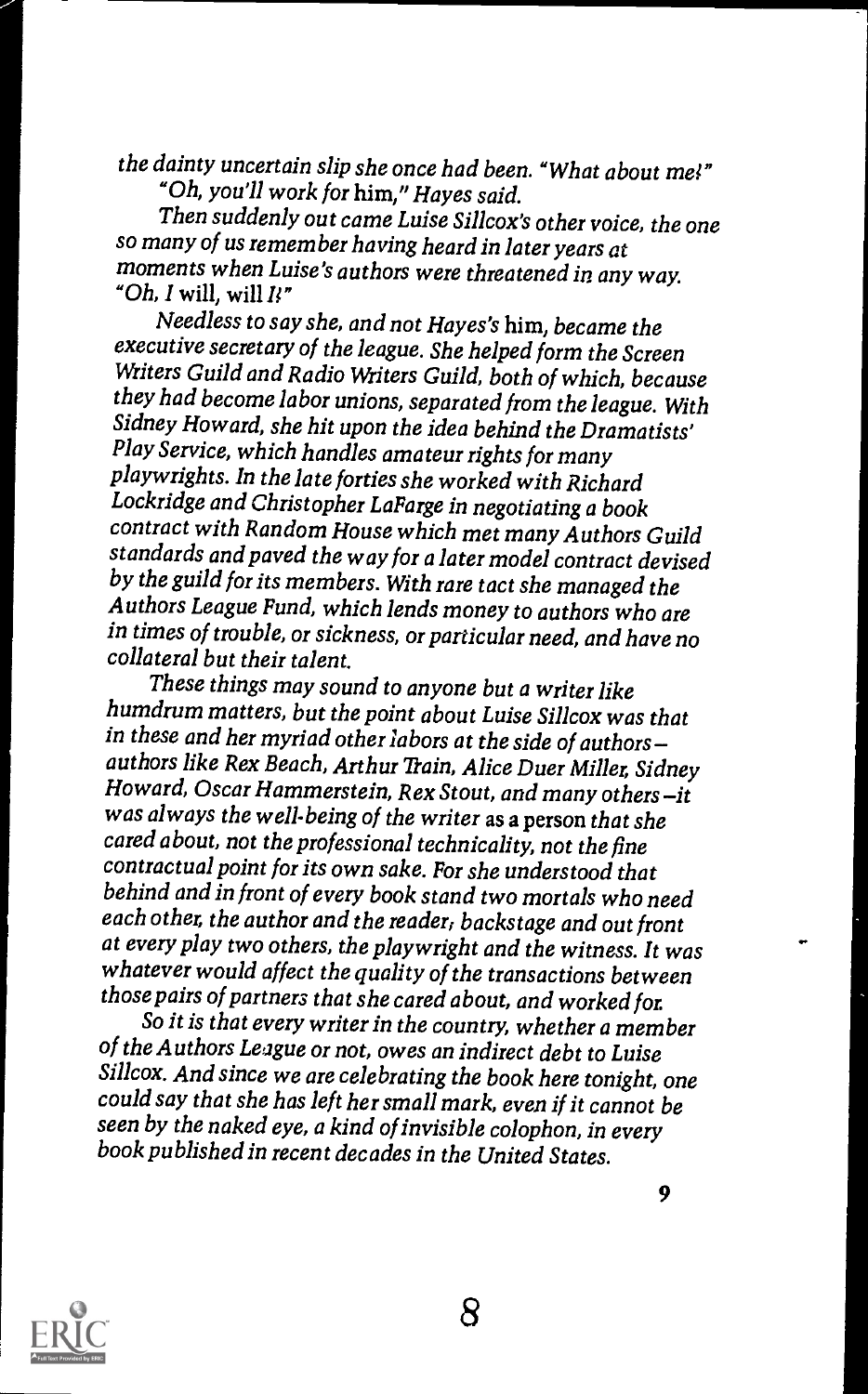*the dainty uncertain slip she once had been. "What about me?"*

*"Oh, you'll work for* him,*" Hayes said.*

*Then suddenly out came Luise Sillcox's other voice, the one so many of us remember having heard in later years at moments when Luise's authors were threatened in any way. "Oh, I* will, *will I?"*

*Needless to say she, and not Hayes's* him, *became the executive secretary of the league. She helped form the Screen Writers Guild and Radio Writers Guild, both of which, because they had become labor unions, separated from the league. With Sidney Howard, she hit upon the idea behind the Dramatists' Play Service, which handles amateur rights for many playwrights. In the late forties she worked with Richard Lockridge and Christopher LaFarge in negotiating a book contract with Random House which met many Authors Guild standards and paved the way for a later model contract devised by the guild for its members. With rare tact she managed the Authors League Fund, which lends money to authors who are in times of trouble, or sickness, or particular need, and have no collateral but their talent.*

*These things may sound to anyone but a writer like humdrum matters, but the point about Luise Sillcox was that in these and her myriad other labors at the side of authors—authors like Rex Beach, Arthur Train, Alice Duer Miller, Sidney Howard, Oscar Hammerstein, Rex Stout, and many others—it was always the well-being of the writer* as a person *that she cared about, not the professional technicality, not the fine contractual point for its own sake. For she understood that behind and in front of every book stand two mortals who need each other, the author and the reader; backstage and out front at every play two others, the playwright and the witness. It was whatever would affect the quality of the transactions between those pairs of partners that she cared about, and worked for.*

*So it is that every writer in the country, whether a member of the Authors League or not, owes an indirect debt to Luise Sillcox. And since we are celebrating the book here tonight, one could say that she has left her small mark, even if it cannot be seen by the naked eye, a kind of invisible colophon, in every book published in recent decades in the United States.*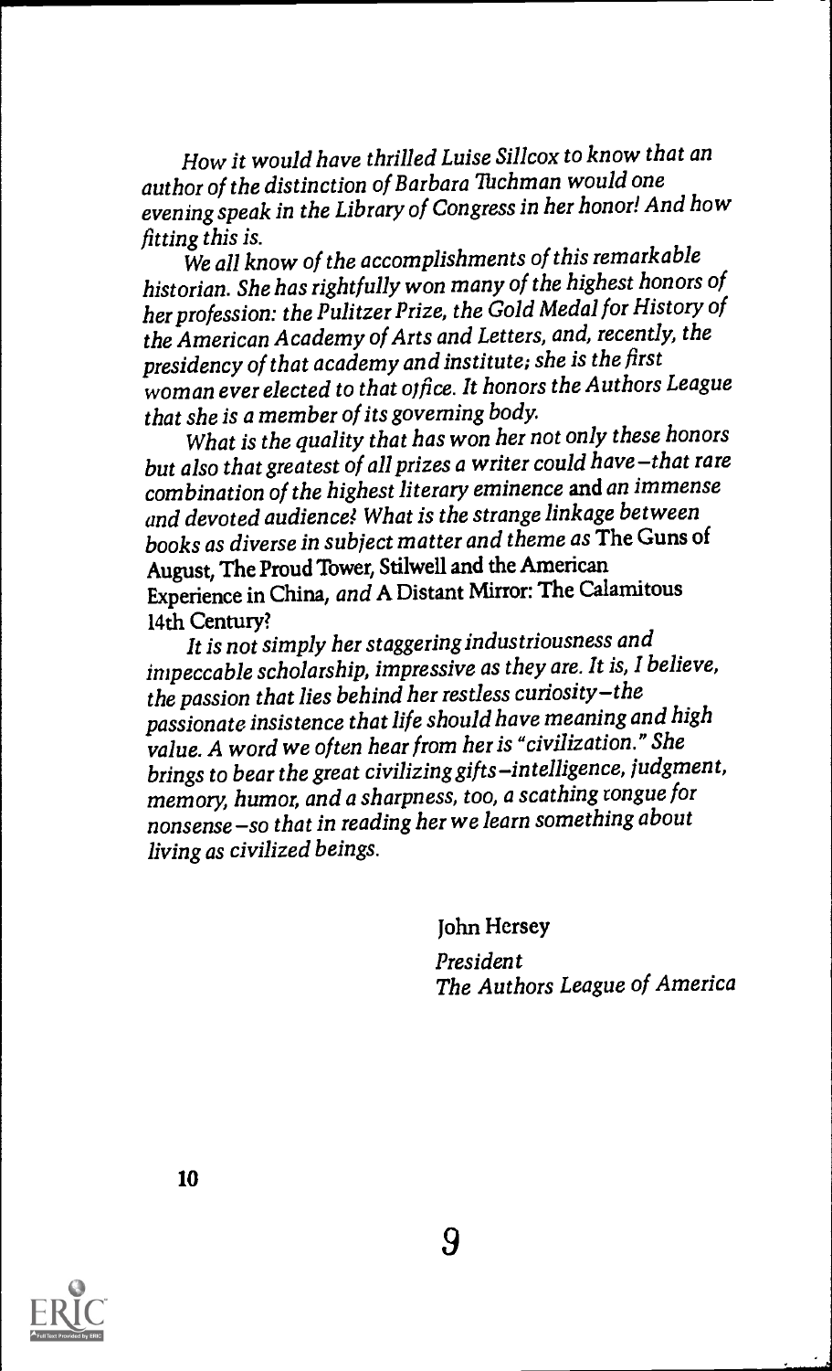*How it would have thrilled Luise Sillcox to know that an author of the distinction of Barbara Tuchman would one evening speak in the Library of Congress in her honor! And how fitting this is.*

*We all know of the accomplishments of this remarkable historian. She has rightfully won many of the highest honors of her profession: the Pulitzer Prize, the Gold Medal for History of the American Academy of Arts and Letters, and, recently, the presidency of that academy and institute; she is the first woman ever elected to that office. It honors the Authors League that she is a member of its governing body.*

*What is the quality that has won her not only these honors but also that greatest of all prizes a writer could have—that rare combination of the highest literary eminence and an immense and devoted audience? What is the strange linkage between books as diverse in subject matter and theme as* The Guns of August, The Proud Tower, Stilwell and the American Experience in China, *and* A Distant Mirror: The Calamitous 14th Century?

*It is not simply her staggering industriousness and impeccable scholarship, impressive as they are. It is, I believe, the passion that lies behind her restless curiosity—the passionate insistence that life should have meaning and high value. A word we often hear from her is "civilization." She brings to bear the great civilizing gifts—intelligence, judgment, memory, humor, and a sharpness, too, a scathing tongue for nonsense—so that in reading her we learn something about living as civilized beings.*

John Hersey

*President*
*The Authors League of America*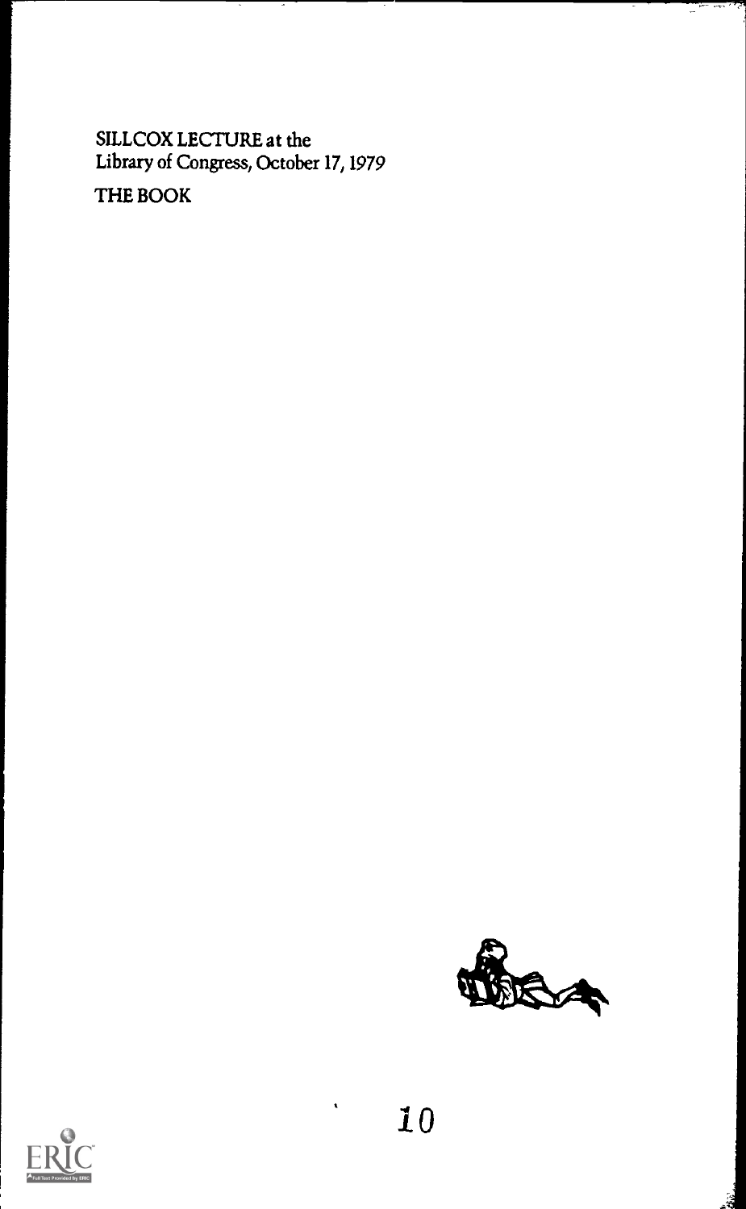SILLCOX LECTURE at the
Library of Congress, October 17, 1979

THE BOOK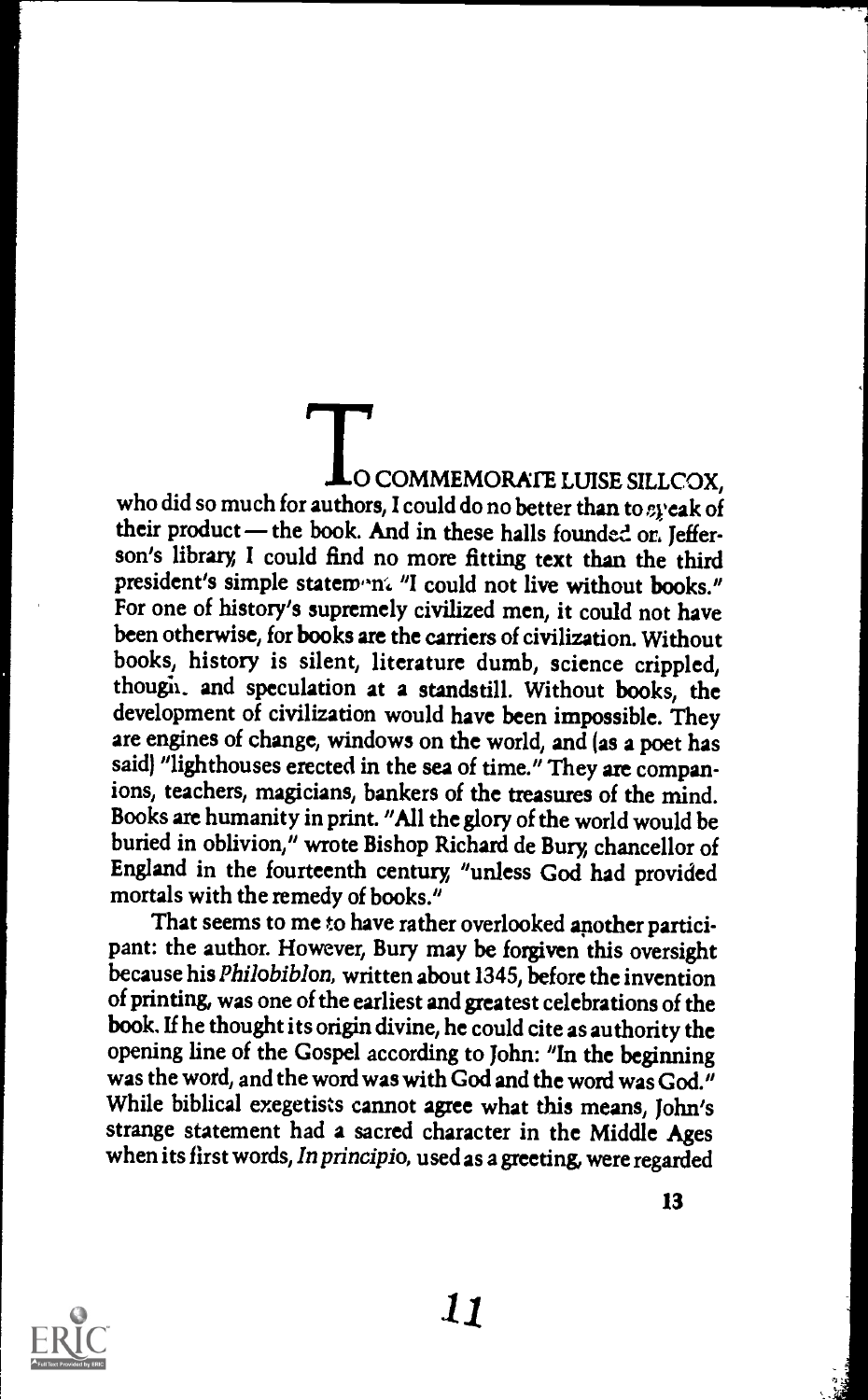TO COMMEMORATE LUISE SILLCOX, who did so much for authors, I could do no better than to speak of their product — the book. And in these halls founded on Jefferson's library, I could find no more fitting text than the third president's simple statement: "I could not live without books." For one of history's supremely civilized men, it could not have been otherwise, for books are the carriers of civilization. Without books, history is silent, literature dumb, science crippled, thought and speculation at a standstill. Without books, the development of civilization would have been impossible. They are engines of change, windows on the world, and (as a poet has said) "lighthouses erected in the sea of time." They are companions, teachers, magicians, bankers of the treasures of the mind. Books are humanity in print. "All the glory of the world would be buried in oblivion," wrote Bishop Richard de Bury, chancellor of England in the fourteenth century, "unless God had provided mortals with the remedy of books."

That seems to me to have rather overlooked another participant: the author. However, Bury may be forgiven this oversight because his *Philobiblon,* written about 1345, before the invention of printing, was one of the earliest and greatest celebrations of the book. If he thought its origin divine, he could cite as authority the opening line of the Gospel according to John: "In the beginning was the word, and the word was with God and the word was God." While biblical exegetists cannot agree what this means, John's strange statement had a sacred character in the Middle Ages when its first words, *In principio,* used as a greeting, were regarded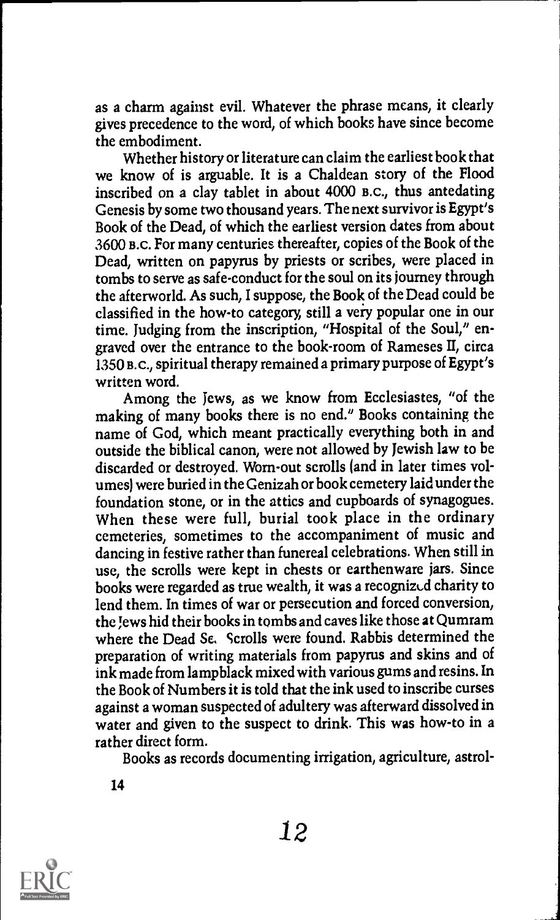as a charm against evil. Whatever the phrase means, it clearly gives precedence to the word, of which books have since become the embodiment.

Whether history or literature can claim the earliest book that we know of is arguable. It is a Chaldean story of the Flood inscribed on a clay tablet in about 4000 B.C., thus antedating Genesis by some two thousand years. The next survivor is Egypt's Book of the Dead, of which the earliest version dates from about 3600 B.C. For many centuries thereafter, copies of the Book of the Dead, written on papyrus by priests or scribes, were placed in tombs to serve as safe-conduct for the soul on its journey through the afterworld. As such, I suppose, the Book of the Dead could be classified in the how-to category, still a very popular one in our time. Judging from the inscription, "Hospital of the Soul," engraved over the entrance to the book-room of Rameses II, circa 1350 B.C., spiritual therapy remained a primary purpose of Egypt's written word.

Among the Jews, as we know from Ecclesiastes, "of the making of many books there is no end." Books containing the name of God, which meant practically everything both in and outside the biblical canon, were not allowed by Jewish law to be discarded or destroyed. Worn-out scrolls (and in later times volumes) were buried in the Genizah or book cemetery laid under the foundation stone, or in the attics and cupboards of synagogues. When these were full, burial took place in the ordinary cemeteries, sometimes to the accompaniment of music and dancing in festive rather than funereal celebrations. When still in use, the scrolls were kept in chests or earthenware jars. Since books were regarded as true wealth, it was a recognized charity to lend them. In times of war or persecution and forced conversion, the Jews hid their books in tombs and caves like those at Qumram where the Dead Sea Scrolls were found. Rabbis determined the preparation of writing materials from papyrus and skins and of ink made from lampblack mixed with various gums and resins. In the Book of Numbers it is told that the ink used to inscribe curses against a woman suspected of adultery was afterward dissolved in water and given to the suspect to drink. This was how-to in a rather direct form.

Books as records documenting irrigation, agriculture, astrol-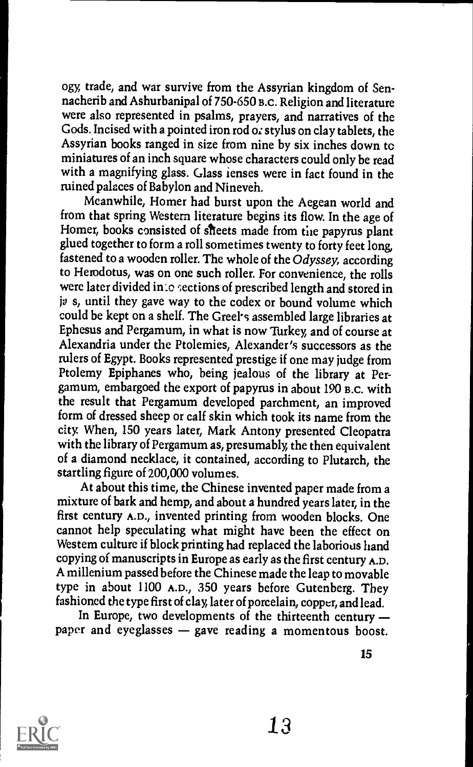ogy, trade, and war survive from the Assyrian kingdom of Sennacherib and Ashurbanipal of 750-650 B.C. Religion and literature were also represented in psalms, prayers, and narratives of the Gods. Incised with a pointed iron rod or stylus on clay tablets, the Assyrian books ranged in size from nine by six inches down to miniatures of an inch square whose characters could only be read with a magnifying glass. Glass lenses were in fact found in the ruined palaces of Babylon and Nineveh.

Meanwhile, Homer had burst upon the Aegean world and from that spring Western literature begins its flow. In the age of Homer, books consisted of sheets made from the papyrus plant glued together to form a roll sometimes twenty to forty feet long, fastened to a wooden roller. The whole of the *Odyssey*, according to Herodotus, was on one such roller. For convenience, the rolls were later divided into sections of prescribed length and stored in jars, until they gave way to the codex or bound volume which could be kept on a shelf. The Greeks assembled large libraries at Ephesus and Pergamum, in what is now Turkey, and of course at Alexandria under the Ptolemies, Alexander's successors as the rulers of Egypt. Books represented prestige if one may judge from Ptolemy Epiphanes who, being jealous of the library at Pergamum, embargoed the export of papyrus in about 190 B.C. with the result that Pergamum developed parchment, an improved form of dressed sheep or calf skin which took its name from the city. When, 150 years later, Mark Antony presented Cleopatra with the library of Pergamum as, presumably, the then equivalent of a diamond necklace, it contained, according to Plutarch, the startling figure of 200,000 volumes.

At about this time, the Chinese invented paper made from a mixture of bark and hemp, and about a hundred years later, in the first century A.D., invented printing from wooden blocks. One cannot help speculating what might have been the effect on Western culture if block printing had replaced the laborious hand copying of manuscripts in Europe as early as the first century A.D. A millenium passed before the Chinese made the leap to movable type in about 1100 A.D., 350 years before Gutenberg. They fashioned the type first of clay, later of porcelain, copper, and lead.

In Europe, two developments of the thirteenth century — paper and eyeglasses — gave reading a momentous boost.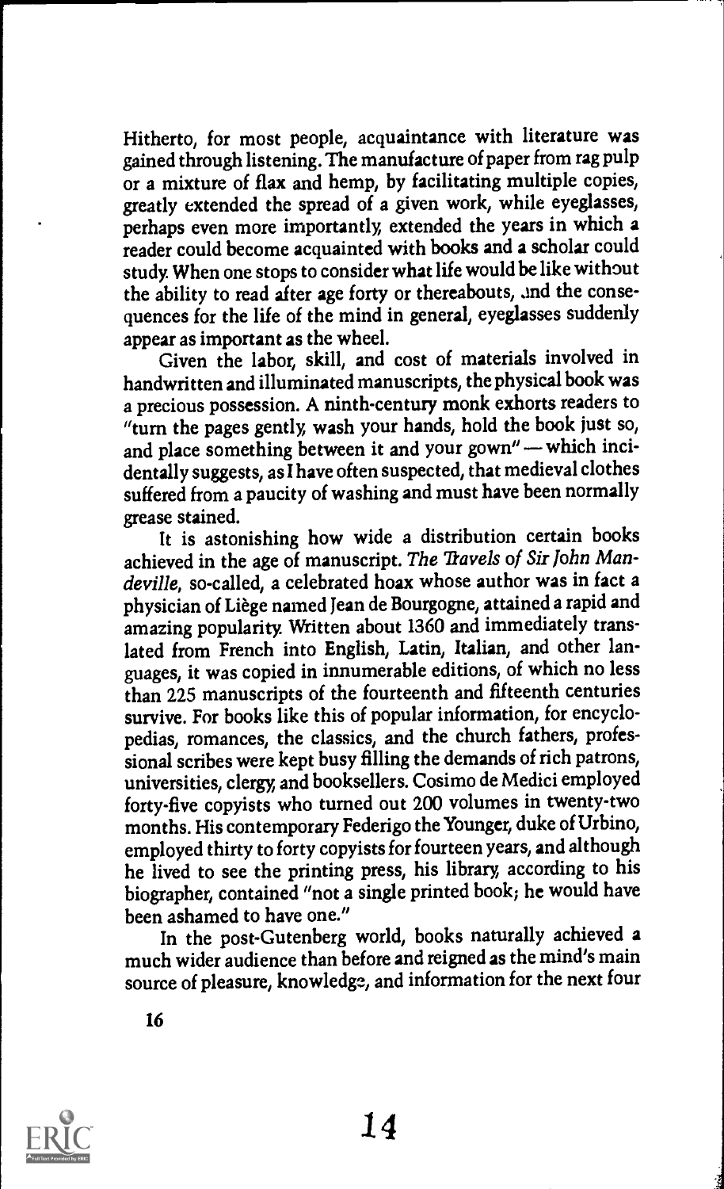Hitherto, for most people, acquaintance with literature was gained through listening. The manufacture of paper from rag pulp or a mixture of flax and hemp, by facilitating multiple copies, greatly extended the spread of a given work, while eyeglasses, perhaps even more importantly, extended the years in which a reader could become acquainted with books and a scholar could study. When one stops to consider what life would be like without the ability to read after age forty or thereabouts, and the consequences for the life of the mind in general, eyeglasses suddenly appear as important as the wheel.

Given the labor, skill, and cost of materials involved in handwritten and illuminated manuscripts, the physical book was a precious possession. A ninth-century monk exhorts readers to "turn the pages gently, wash your hands, hold the book just so, and place something between it and your gown" — which incidentally suggests, as I have often suspected, that medieval clothes suffered from a paucity of washing and must have been normally grease stained.

It is astonishing how wide a distribution certain books achieved in the age of manuscript. *The Travels of Sir John Mandeville*, so-called, a celebrated hoax whose author was in fact a physician of Liège named Jean de Bourgogne, attained a rapid and amazing popularity. Written about 1360 and immediately translated from French into English, Latin, Italian, and other languages, it was copied in innumerable editions, of which no less than 225 manuscripts of the fourteenth and fifteenth centuries survive. For books like this of popular information, for encyclopedias, romances, the classics, and the church fathers, professional scribes were kept busy filling the demands of rich patrons, universities, clergy, and booksellers. Cosimo de Medici employed forty-five copyists who turned out 200 volumes in twenty-two months. His contemporary Federigo the Younger, duke of Urbino, employed thirty to forty copyists for fourteen years, and although he lived to see the printing press, his library, according to his biographer, contained "not a single printed book; he would have been ashamed to have one."

In the post-Gutenberg world, books naturally achieved a much wider audience than before and reigned as the mind's main source of pleasure, knowledge, and information for the next four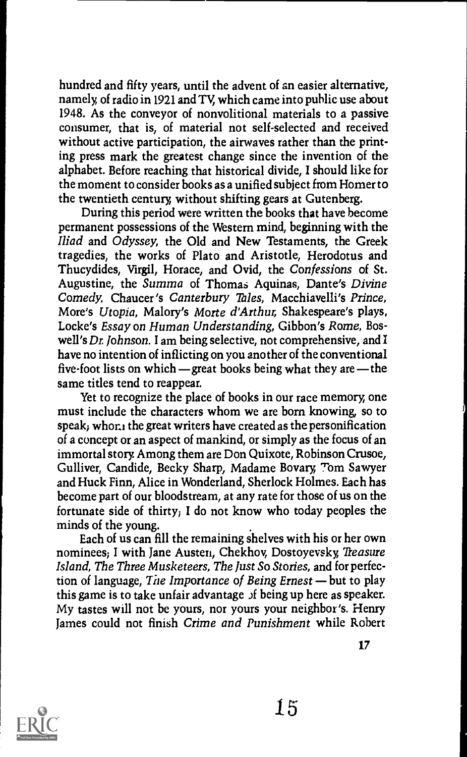hundred and fifty years, until the advent of an easier alternative, namely, of radio in 1921 and TV, which came into public use about 1948. As the conveyor of nonvolitional materials to a passive consumer, that is, of material not self-selected and received without active participation, the airwaves rather than the printing press mark the greatest change since the invention of the alphabet. Before reaching that historical divide, I should like for the moment to consider books as a unified subject from Homer to the twentieth century, without shifting gears at Gutenberg.

During this period were written the books that have become permanent possessions of the Western mind, beginning with the *Iliad* and *Odyssey*, the Old and New Testaments, the Greek tragedies, the works of Plato and Aristotle, Herodotus and Thucydides, Virgil, Horace, and Ovid, the *Confessions* of St. Augustine, the *Summa* of Thomas Aquinas, Dante's *Divine Comedy*, Chaucer's *Canterbury Tales*, Macchiavelli's *Prince*, More's *Utopia*, Malory's *Morte d'Arthur*, Shakespeare's plays, Locke's *Essay on Human Understanding*, Gibbon's *Rome*, Boswell's *Dr. Johnson*. I am being selective, not comprehensive, and I have no intention of inflicting on you another of the conventional five-foot lists on which — great books being what they are — the same titles tend to reappear.

Yet to recognize the place of books in our race memory, one must include the characters whom we are born knowing, so to speak; whom the great writers have created as the personification of a concept or an aspect of mankind, or simply as the focus of an immortal story. Among them are Don Quixote, Robinson Crusoe, Gulliver, Candide, Becky Sharp, Madame Bovary, Tom Sawyer and Huck Finn, Alice in Wonderland, Sherlock Holmes. Each has become part of our bloodstream, at any rate for those of us on the fortunate side of thirty; I do not know who today peoples the minds of the young.

Each of us can fill the remaining shelves with his or her own nominees; I with Jane Austen, Chekhov, Dostoyevsky, *Treasure Island*, *The Three Musketeers*, *The Just So Stories*, and for perfection of language, *The Importance of Being Ernest* — but to play this game is to take unfair advantage of being up here as speaker. My tastes will not be yours, nor yours your neighbor's. Henry James could not finish *Crime and Punishment* while Robert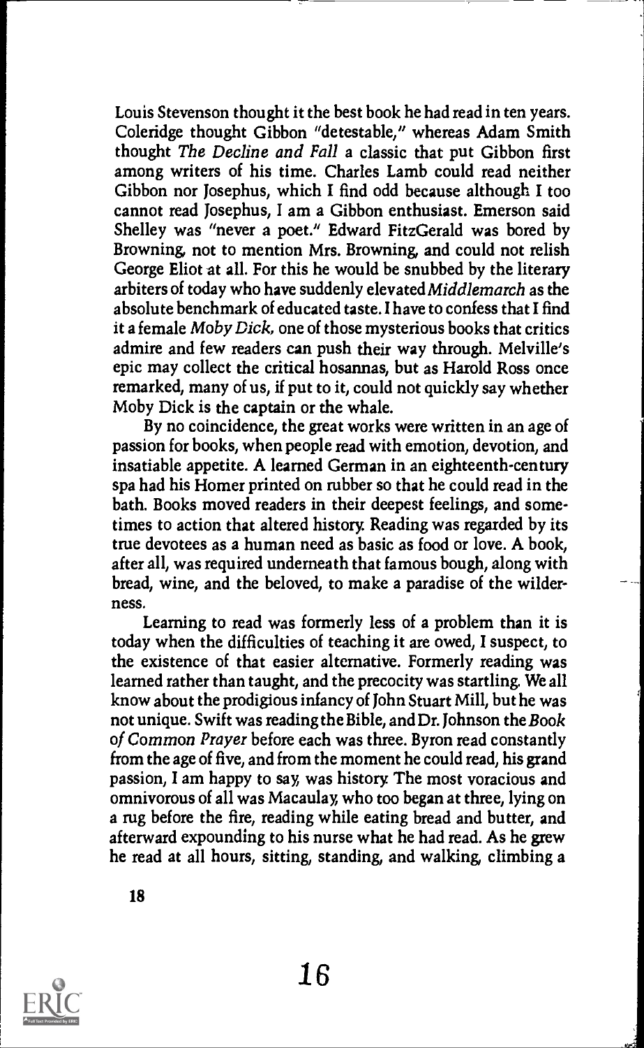Louis Stevenson thought it the best book he had read in ten years. Coleridge thought Gibbon "detestable," whereas Adam Smith thought *The Decline and Fall* a classic that put Gibbon first among writers of his time. Charles Lamb could read neither Gibbon nor Josephus, which I find odd because although I too cannot read Josephus, I am a Gibbon enthusiast. Emerson said Shelley was "never a poet." Edward FitzGerald was bored by Browning, not to mention Mrs. Browning, and could not relish George Eliot at all. For this he would be snubbed by the literary arbiters of today who have suddenly elevated *Middlemarch* as the absolute benchmark of educated taste. I have to confess that I find it a female *Moby Dick*, one of those mysterious books that critics admire and few readers can push their way through. Melville's epic may collect the critical hosannas, but as Harold Ross once remarked, many of us, if put to it, could not quickly say whether Moby Dick is the captain or the whale.

By no coincidence, the great works were written in an age of passion for books, when people read with emotion, devotion, and insatiable appetite. A learned German in an eighteenth-century spa had his Homer printed on rubber so that he could read in the bath. Books moved readers in their deepest feelings, and sometimes to action that altered history. Reading was regarded by its true devotees as a human need as basic as food or love. A book, after all, was required underneath that famous bough, along with bread, wine, and the beloved, to make a paradise of the wilderness.

Learning to read was formerly less of a problem than it is today when the difficulties of teaching it are owed, I suspect, to the existence of that easier alternative. Formerly reading was learned rather than taught, and the precocity was startling. We all know about the prodigious infancy of John Stuart Mill, but he was not unique. Swift was reading the Bible, and Dr. Johnson the *Book of Common Prayer* before each was three. Byron read constantly from the age of five, and from the moment he could read, his grand passion, I am happy to say, was history. The most voracious and omnivorous of all was Macaulay, who too began at three, lying on a rug before the fire, reading while eating bread and butter, and afterward expounding to his nurse what he had read. As he grew he read at all hours, sitting, standing, and walking, climbing a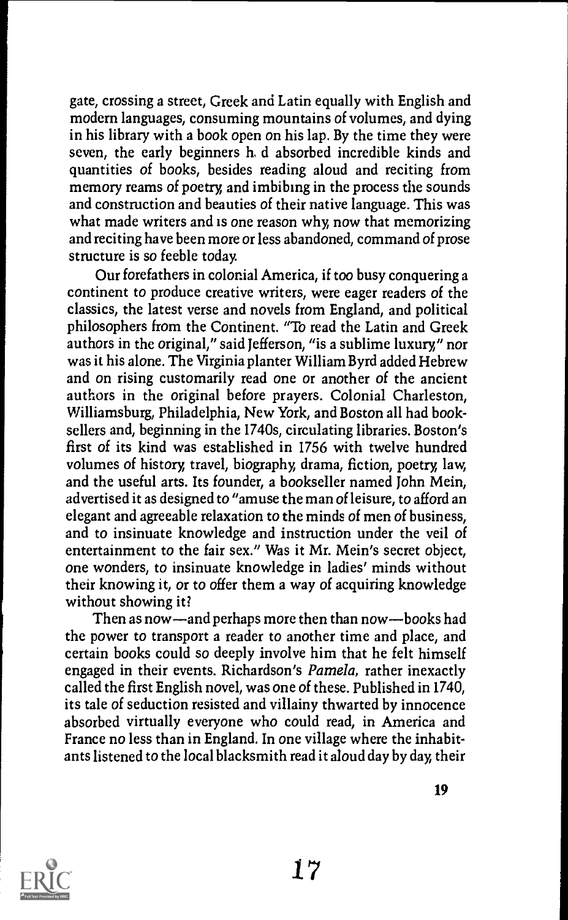gate, crossing a street, Greek and Latin equally with English and modern languages, consuming mountains of volumes, and dying in his library with a book open on his lap. By the time they were seven, the early beginners h. d absorbed incredible kinds and quantities of books, besides reading aloud and reciting from memory reams of poetry, and imbibing in the process the sounds and construction and beauties of their native language. This was what made writers and is one reason why, now that memorizing and reciting have been more or less abandoned, command of prose structure is so feeble today.

Our forefathers in colonial America, if too busy conquering a continent to produce creative writers, were eager readers of the classics, the latest verse and novels from England, and political philosophers from the Continent. "To read the Latin and Greek authors in the original," said Jefferson, "is a sublime luxury," nor was it his alone. The Virginia planter William Byrd added Hebrew and on rising customarily read one or another of the ancient authors in the original before prayers. Colonial Charleston, Williamsburg, Philadelphia, New York, and Boston all had booksellers and, beginning in the 1740s, circulating libraries. Boston's first of its kind was established in 1756 with twelve hundred volumes of history, travel, biography, drama, fiction, poetry, law, and the useful arts. Its founder, a bookseller named John Mein, advertised it as designed to "amuse the man of leisure, to afford an elegant and agreeable relaxation to the minds of men of business, and to insinuate knowledge and instruction under the veil of entertainment to the fair sex." Was it Mr. Mein's secret object, one wonders, to insinuate knowledge in ladies' minds without their knowing it, or to offer them a way of acquiring knowledge without showing it?

Then as now—and perhaps more then than now—books had the power to transport a reader to another time and place, and certain books could so deeply involve him that he felt himself engaged in their events. Richardson's *Pamela*, rather inexactly called the first English novel, was one of these. Published in 1740, its tale of seduction resisted and villainy thwarted by innocence absorbed virtually everyone who could read, in America and France no less than in England. In one village where the inhabitants listened to the local blacksmith read it aloud day by day, their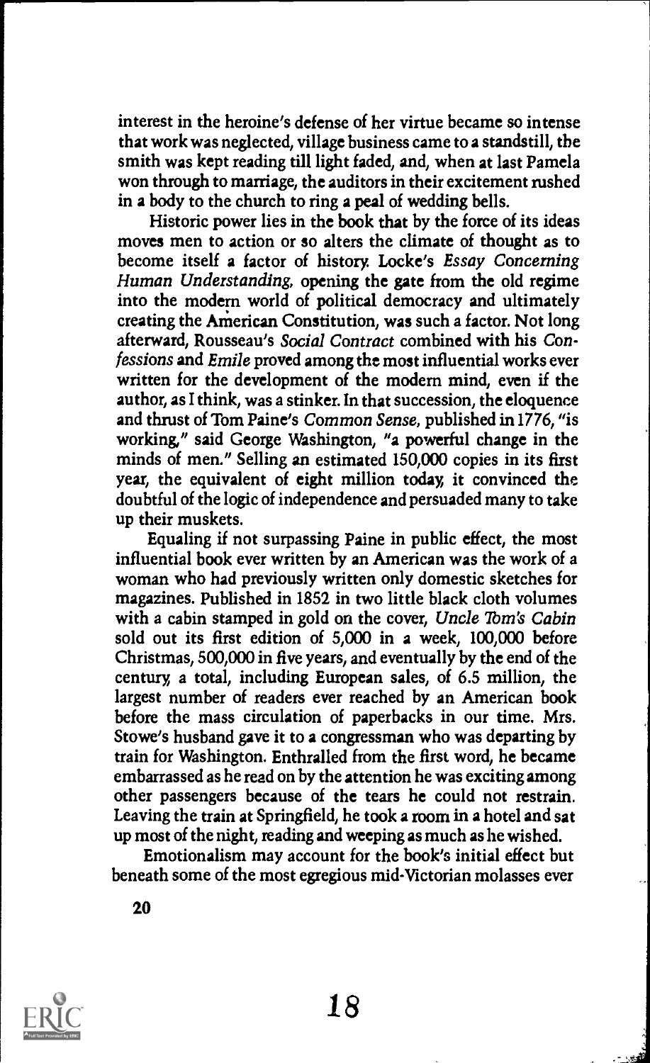interest in the heroine's defense of her virtue became so intense that work was neglected, village business came to a standstill, the smith was kept reading till light faded, and, when at last Pamela won through to marriage, the auditors in their excitement rushed in a body to the church to ring a peal of wedding bells.

Historic power lies in the book that by the force of its ideas moves men to action or so alters the climate of thought as to become itself a factor of history. Locke's *Essay Concerning Human Understanding*, opening the gate from the old regime into the modern world of political democracy and ultimately creating the American Constitution, was such a factor. Not long afterward, Rousseau's *Social Contract* combined with his *Confessions* and *Emile* proved among the most influential works ever written for the development of the modern mind, even if the author, as I think, was a stinker. In that succession, the eloquence and thrust of Tom Paine's *Common Sense*, published in 1776, "is working," said George Washington, "a powerful change in the minds of men." Selling an estimated 150,000 copies in its first year, the equivalent of eight million today, it convinced the doubtful of the logic of independence and persuaded many to take up their muskets.

Equaling if not surpassing Paine in public effect, the most influential book ever written by an American was the work of a woman who had previously written only domestic sketches for magazines. Published in 1852 in two little black cloth volumes with a cabin stamped in gold on the cover, *Uncle Tom's Cabin* sold out its first edition of 5,000 in a week, 100,000 before Christmas, 500,000 in five years, and eventually by the end of the century, a total, including European sales, of 6.5 million, the largest number of readers ever reached by an American book before the mass circulation of paperbacks in our time. Mrs. Stowe's husband gave it to a congressman who was departing by train for Washington. Enthralled from the first word, he became embarrassed as he read on by the attention he was exciting among other passengers because of the tears he could not restrain. Leaving the train at Springfield, he took a room in a hotel and sat up most of the night, reading and weeping as much as he wished.

Emotionalism may account for the book's initial effect but beneath some of the most egregious mid-Victorian molasses ever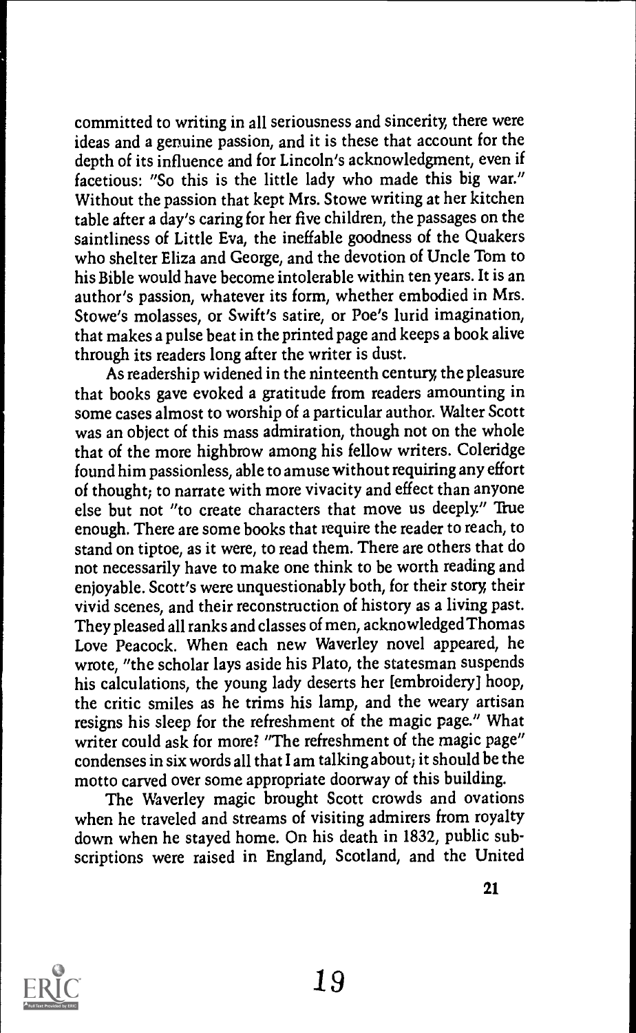committed to writing in all seriousness and sincerity, there were ideas and a genuine passion, and it is these that account for the depth of its influence and for Lincoln's acknowledgment, even if facetious: "So this is the little lady who made this big war." Without the passion that kept Mrs. Stowe writing at her kitchen table after a day's caring for her five children, the passages on the saintliness of Little Eva, the ineffable goodness of the Quakers who shelter Eliza and George, and the devotion of Uncle Tom to his Bible would have become intolerable within ten years. It is an author's passion, whatever its form, whether embodied in Mrs. Stowe's molasses, or Swift's satire, or Poe's lurid imagination, that makes a pulse beat in the printed page and keeps a book alive through its readers long after the writer is dust.

As readership widened in the ninteenth century, the pleasure that books gave evoked a gratitude from readers amounting in some cases almost to worship of a particular author. Walter Scott was an object of this mass admiration, though not on the whole that of the more highbrow among his fellow writers. Coleridge found him passionless, able to amuse without requiring any effort of thought; to narrate with more vivacity and effect than anyone else but not "to create characters that move us deeply." True enough. There are some books that require the reader to reach, to stand on tiptoe, as it were, to read them. There are others that do not necessarily have to make one think to be worth reading and enjoyable. Scott's were unquestionably both, for their story, their vivid scenes, and their reconstruction of history as a living past. They pleased all ranks and classes of men, acknowledged Thomas Love Peacock. When each new Waverley novel appeared, he wrote, "the scholar lays aside his Plato, the statesman suspends his calculations, the young lady deserts her [embroidery] hoop, the critic smiles as he trims his lamp, and the weary artisan resigns his sleep for the refreshment of the magic page." What writer could ask for more? "The refreshment of the magic page" condenses in six words all that I am talking about; it should be the motto carved over some appropriate doorway of this building.

The Waverley magic brought Scott crowds and ovations when he traveled and streams of visiting admirers from royalty down when he stayed home. On his death in 1832, public subscriptions were raised in England, Scotland, and the United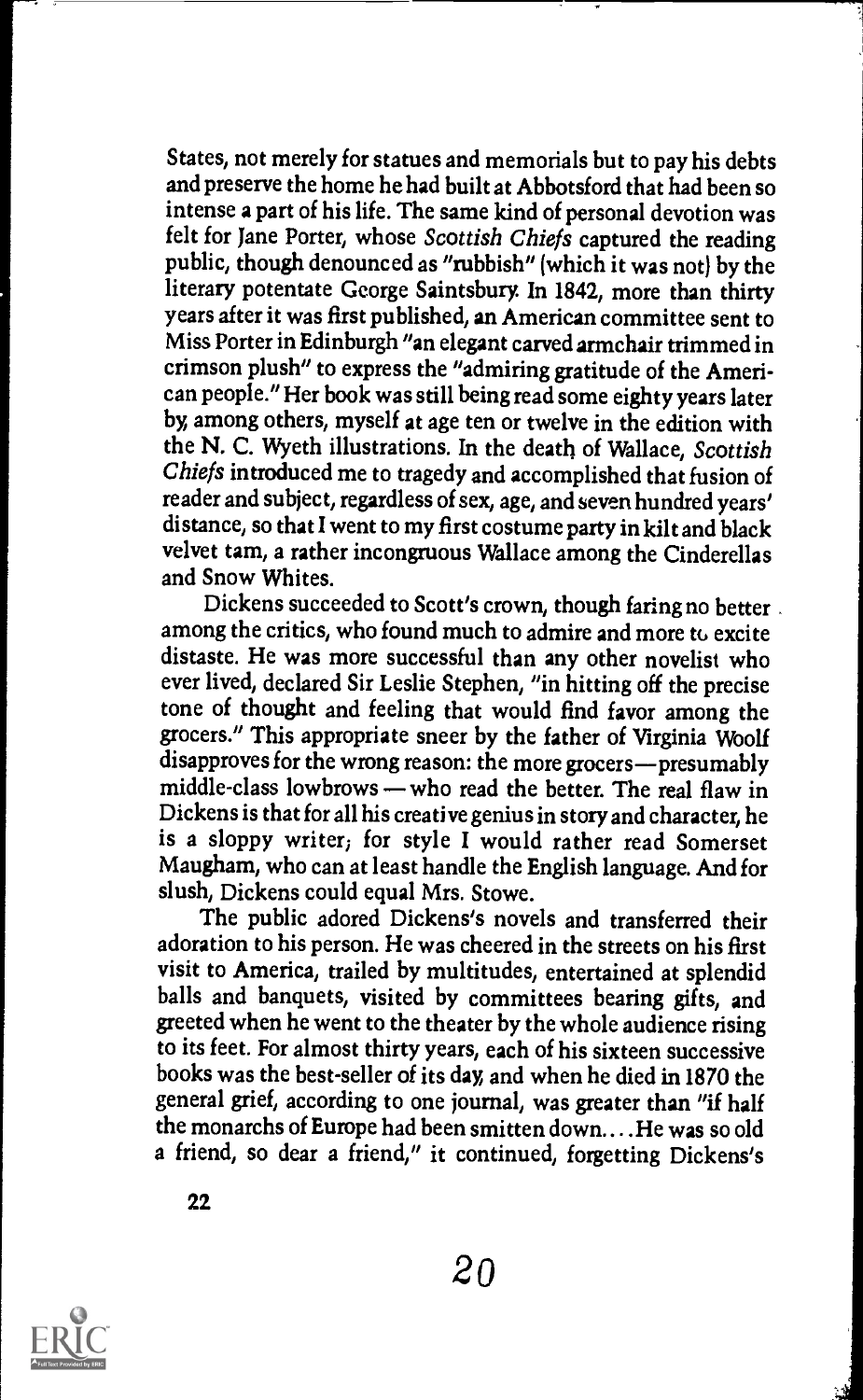States, not merely for statues and memorials but to pay his debts and preserve the home he had built at Abbotsford that had been so intense a part of his life. The same kind of personal devotion was felt for Jane Porter, whose *Scottish Chiefs* captured the reading public, though denounced as "rubbish" (which it was not) by the literary potentate George Saintsbury. In 1842, more than thirty years after it was first published, an American committee sent to Miss Porter in Edinburgh "an elegant carved armchair trimmed in crimson plush" to express the "admiring gratitude of the American people." Her book was still being read some eighty years later by, among others, myself at age ten or twelve in the edition with the N. C. Wyeth illustrations. In the death of Wallace, *Scottish Chiefs* introduced me to tragedy and accomplished that fusion of reader and subject, regardless of sex, age, and seven hundred years' distance, so that I went to my first costume party in kilt and black velvet tam, a rather incongruous Wallace among the Cinderellas and Snow Whites.

Dickens succeeded to Scott's crown, though faring no better among the critics, who found much to admire and more to excite distaste. He was more successful than any other novelist who ever lived, declared Sir Leslie Stephen, "in hitting off the precise tone of thought and feeling that would find favor among the grocers." This appropriate sneer by the father of Virginia Woolf disapproves for the wrong reason: the more grocers—presumably middle-class lowbrows — who read the better. The real flaw in Dickens is that for all his creative genius in story and character, he is a sloppy writer; for style I would rather read Somerset Maugham, who can at least handle the English language. And for slush, Dickens could equal Mrs. Stowe.

The public adored Dickens's novels and transferred their adoration to his person. He was cheered in the streets on his first visit to America, trailed by multitudes, entertained at splendid balls and banquets, visited by committees bearing gifts, and greeted when he went to the theater by the whole audience rising to its feet. For almost thirty years, each of his sixteen successive books was the best-seller of its day, and when he died in 1870 the general grief, according to one journal, was greater than "if half the monarchs of Europe had been smitten down.... He was so old a friend, so dear a friend," it continued, forgetting Dickens's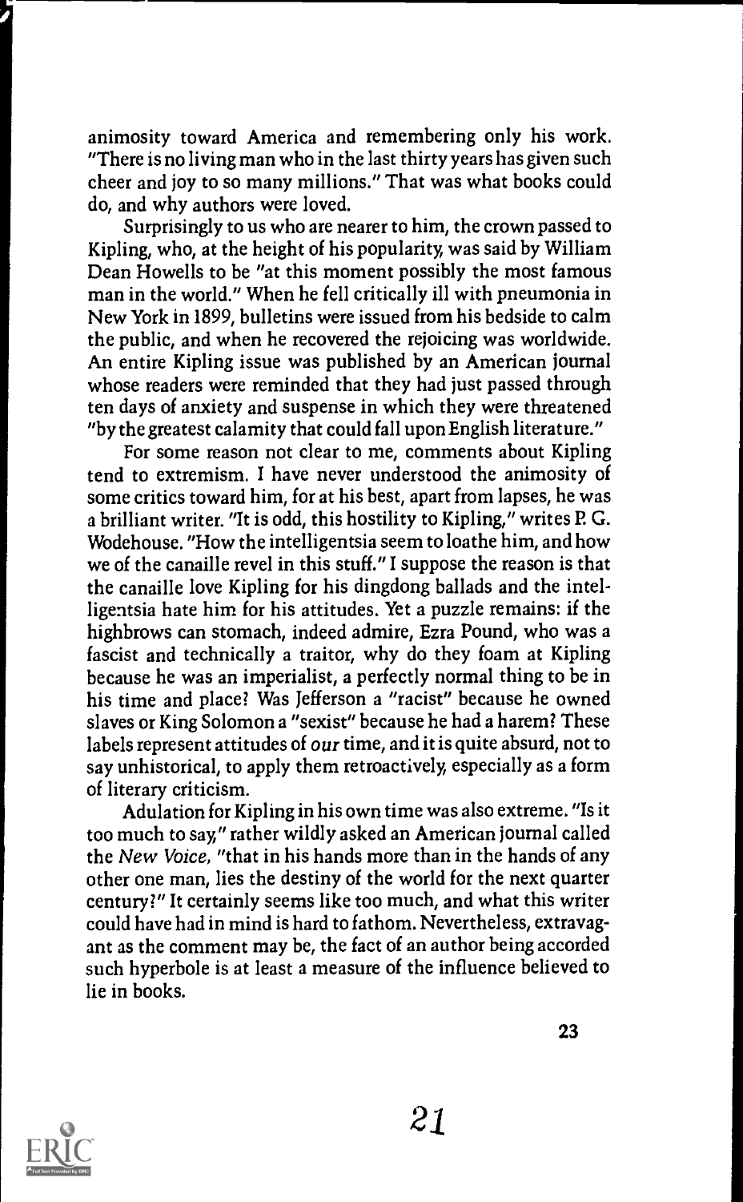animosity toward America and remembering only his work. "There is no living man who in the last thirty years has given such cheer and joy to so many millions." That was what books could do, and why authors were loved.

Surprisingly to us who are nearer to him, the crown passed to Kipling, who, at the height of his popularity, was said by William Dean Howells to be "at this moment possibly the most famous man in the world." When he fell critically ill with pneumonia in New York in 1899, bulletins were issued from his bedside to calm the public, and when he recovered the rejoicing was worldwide. An entire Kipling issue was published by an American journal whose readers were reminded that they had just passed through ten days of anxiety and suspense in which they were threatened "by the greatest calamity that could fall upon English literature."

For some reason not clear to me, comments about Kipling tend to extremism. I have never understood the animosity of some critics toward him, for at his best, apart from lapses, he was a brilliant writer. "It is odd, this hostility to Kipling," writes P. G. Wodehouse. "How the intelligentsia seem to loathe him, and how we of the canaille revel in this stuff." I suppose the reason is that the canaille love Kipling for his dingdong ballads and the intelligentsia hate him for his attitudes. Yet a puzzle remains: if the highbrows can stomach, indeed admire, Ezra Pound, who was a fascist and technically a traitor, why do they foam at Kipling because he was an imperialist, a perfectly normal thing to be in his time and place? Was Jefferson a "racist" because he owned slaves or King Solomon a "sexist" because he had a harem? These labels represent attitudes of *our* time, and it is quite absurd, not to say unhistorical, to apply them retroactively, especially as a form of literary criticism.

Adulation for Kipling in his own time was also extreme. "Is it too much to say," rather wildly asked an American journal called the *New Voice*, "that in his hands more than in the hands of any other one man, lies the destiny of the world for the next quarter century?" It certainly seems like too much, and what this writer could have had in mind is hard to fathom. Nevertheless, extravagant as the comment may be, the fact of an author being accorded such hyperbole is at least a measure of the influence believed to lie in books.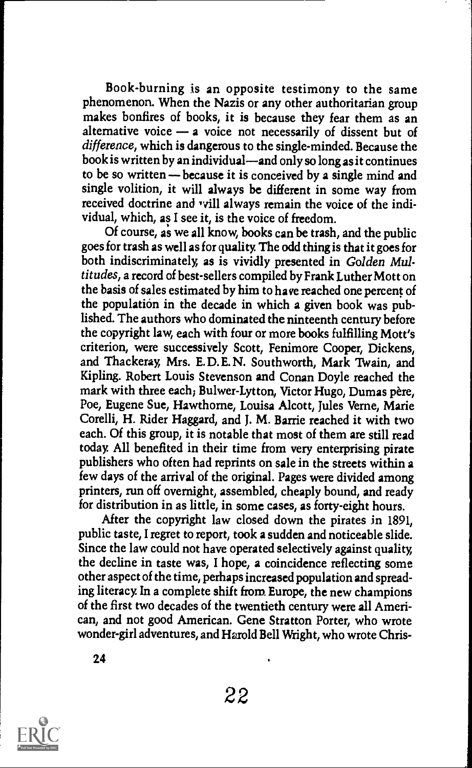Book-burning is an opposite testimony to the same phenomenon. When the Nazis or any other authoritarian group makes bonfires of books, it is because they fear them as an alternative voice — a voice not necessarily of dissent but of *difference*, which is dangerous to the single-minded. Because the book is written by an individual—and only so long as it continues to be so written — because it is conceived by a single mind and single volition, it will always be different in some way from received doctrine and will always remain the voice of the individual, which, as I see it, is the voice of freedom.

Of course, as we all know, books can be trash, and the public goes for trash as well as for quality. The odd thing is that it goes for both indiscriminately, as is vividly presented in *Golden Multitudes*, a record of best-sellers compiled by Frank Luther Mott on the basis of sales estimated by him to have reached one percent of the population in the decade in which a given book was published. The authors who dominated the nineteenth century before the copyright law, each with four or more books fulfilling Mott's criterion, were successively Scott, Fenimore Cooper, Dickens, and Thackeray, Mrs. E.D.E.N. Southworth, Mark Twain, and Kipling. Robert Louis Stevenson and Conan Doyle reached the mark with three each; Bulwer-Lytton, Victor Hugo, Dumas père, Poe, Eugene Sue, Hawthorne, Louisa Alcott, Jules Verne, Marie Corelli, H. Rider Haggard, and J. M. Barrie reached it with two each. Of this group, it is notable that most of them are still read today. All benefited in their time from very enterprising pirate publishers who often had reprints on sale in the streets within a few days of the arrival of the original. Pages were divided among printers, run off overnight, assembled, cheaply bound, and ready for distribution in as little, in some cases, as forty-eight hours.

After the copyright law closed down the pirates in 1891, public taste, I regret to report, took a sudden and noticeable slide. Since the law could not have operated selectively against quality, the decline in taste was, I hope, a coincidence reflecting some other aspect of the time, perhaps increased population and spreading literacy. In a complete shift from Europe, the new champions of the first two decades of the twentieth century were all American, and not good American. Gene Stratton Porter, who wrote wonder-girl adventures, and Harold Bell Wright, who wrote Chris-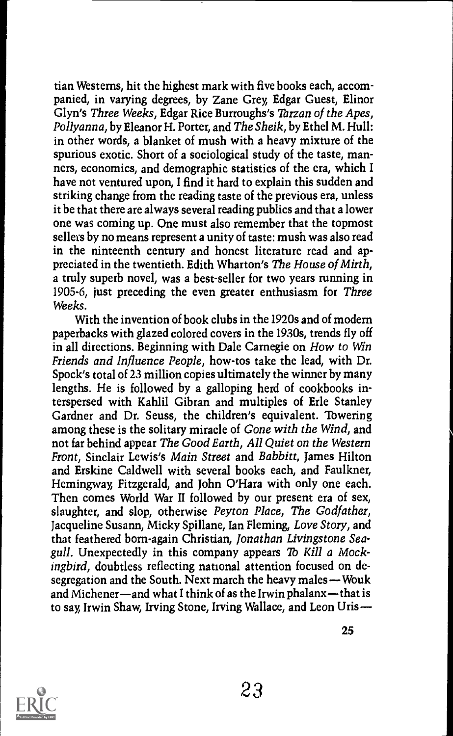tian Westerns, hit the highest mark with five books each, accompanied, in varying degrees, by Zane Grey, Edgar Guest, Elinor Glyn's *Three Weeks*, Edgar Rice Burroughs's *Tarzan of the Apes*, *Pollyanna*, by Eleanor H. Porter, and *The Sheik*, by Ethel M. Hull: in other words, a blanket of mush with a heavy mixture of the spurious exotic. Short of a sociological study of the taste, manners, economics, and demographic statistics of the era, which I have not ventured upon, I find it hard to explain this sudden and striking change from the reading taste of the previous era, unless it be that there are always several reading publics and that a lower one was coming up. One must also remember that the topmost sellers by no means represent a unity of taste: mush was also read in the ninteenth century and honest literature read and appreciated in the twentieth. Edith Wharton's *The House of Mirth*, a truly superb novel, was a best-seller for two years running in 1905-6, just preceding the even greater enthusiasm for *Three Weeks*.

With the invention of book clubs in the 1920s and of modern paperbacks with glazed colored covers in the 1930s, trends fly off in all directions. Beginning with Dale Carnegie on *How to Win Friends and Influence People*, how-tos take the lead, with Dr. Spock's total of 23 million copies ultimately the winner by many lengths. He is followed by a galloping herd of cookbooks interspersed with Kahlil Gibran and multiples of Erle Stanley Gardner and Dr. Seuss, the children's equivalent. Towering among these is the solitary miracle of *Gone with the Wind*, and not far behind appear *The Good Earth*, *All Quiet on the Western Front*, Sinclair Lewis's *Main Street* and *Babbitt*, James Hilton and Erskine Caldwell with several books each, and Faulkner, Hemingway, Fitzgerald, and John O'Hara with only one each. Then comes World War II followed by our present era of sex, slaughter, and slop, otherwise *Peyton Place*, *The Godfather*, Jacqueline Susann, Micky Spillane, Ian Fleming, *Love Story*, and that feathered born-again Christian, *Jonathan Livingstone Seagull*. Unexpectedly in this company appears *To Kill a Mockingbird*, doubtless reflecting national attention focused on desegregation and the South. Next march the heavy males—Wouk and Michener—and what I think of as the Irwin phalanx—that is to say, Irwin Shaw, Irving Stone, Irving Wallace, and Leon Uris—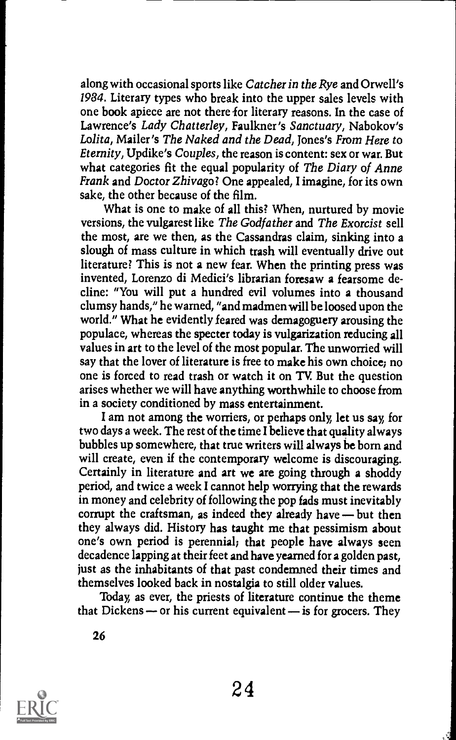along with occasional sports like *Catcher in the Rye* and Orwell's *1984*. Literary types who break into the upper sales levels with one book apiece are not there for literary reasons. In the case of Lawrence's *Lady Chatterley*, Faulkner's *Sanctuary*, Nabokov's *Lolita*, Mailer's *The Naked and the Dead*, Jones's *From Here to Eternity*, Updike's *Couples*, the reason is content: sex or war. But what categories fit the equal popularity of *The Diary of Anne Frank* and *Doctor Zhivago*? One appealed, I imagine, for its own sake, the other because of the film.

What is one to make of all this? When, nurtured by movie versions, the vulgarest like *The Godfather* and *The Exorcist* sell the most, are we then, as the Cassandras claim, sinking into a slough of mass culture in which trash will eventually drive out literature? This is not a new fear. When the printing press was invented, Lorenzo di Medici's librarian foresaw a fearsome decline: "You will put a hundred evil volumes into a thousand clumsy hands," he warned, "and madmen will be loosed upon the world." What he evidently feared was demagoguery arousing the populace, whereas the specter today is vulgarization reducing all values in art to the level of the most popular. The unworried will say that the lover of literature is free to make his own choice; no one is forced to read trash or watch it on TV. But the question arises whether we will have anything worthwhile to choose from in a society conditioned by mass entertainment.

I am not among the worriers, or perhaps only, let us say, for two days a week. The rest of the time I believe that quality always bubbles up somewhere, that true writers will always be born and will create, even if the contemporary welcome is discouraging. Certainly in literature and art we are going through a shoddy period, and twice a week I cannot help worrying that the rewards in money and celebrity of following the pop fads must inevitably corrupt the craftsman, as indeed they already have — but then they always did. History has taught me that pessimism about one's own period is perennial; that people have always seen decadence lapping at their feet and have yearned for a golden past, just as the inhabitants of that past condemned their times and themselves looked back in nostalgia to still older values.

Today, as ever, the priests of literature continue the theme that Dickens — or his current equivalent — is for grocers. They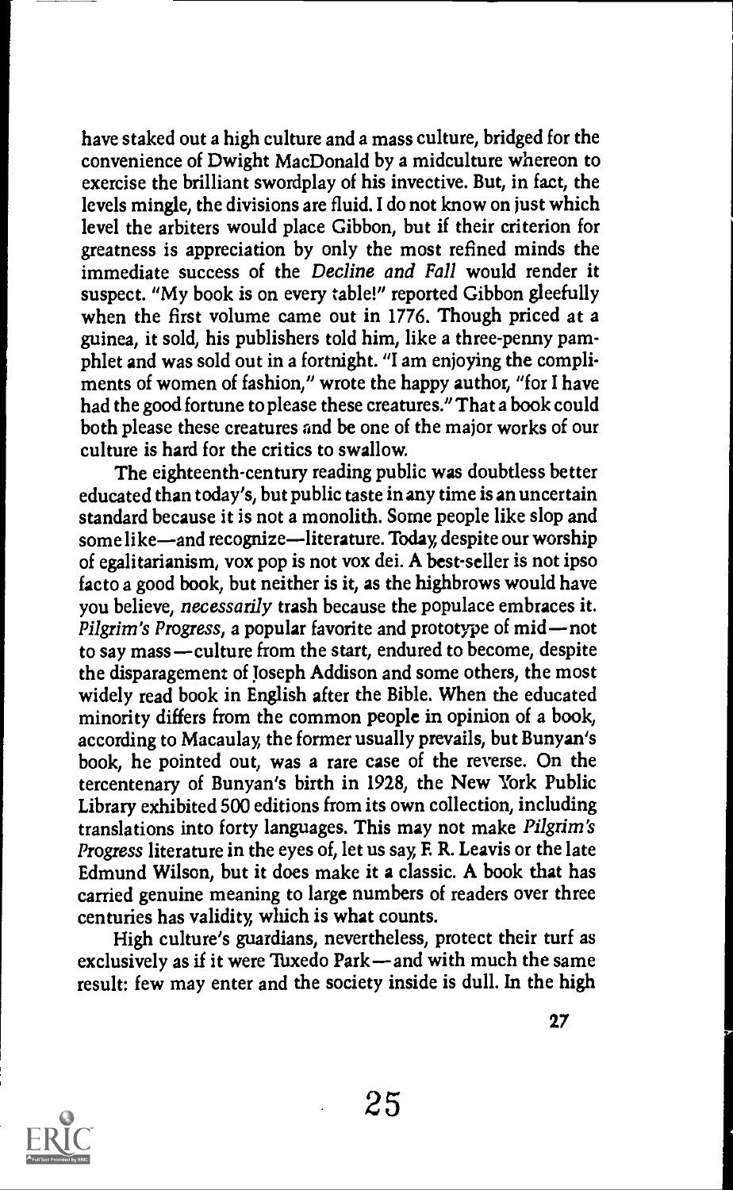have staked out a high culture and a mass culture, bridged for the convenience of Dwight MacDonald by a midculture whereon to exercise the brilliant swordplay of his invective. But, in fact, the levels mingle, the divisions are fluid. I do not know on just which level the arbiters would place Gibbon, but if their criterion for greatness is appreciation by only the most refined minds the immediate success of the *Decline and Fall* would render it suspect. "My book is on every table!" reported Gibbon gleefully when the first volume came out in 1776. Though priced at a guinea, it sold, his publishers told him, like a three-penny pamphlet and was sold out in a fortnight. "I am enjoying the compliments of women of fashion," wrote the happy author, "for I have had the good fortune to please these creatures." That a book could both please these creatures and be one of the major works of our culture is hard for the critics to swallow.

The eighteenth-century reading public was doubtless better educated than today's, but public taste in any time is an uncertain standard because it is not a monolith. Some people like slop and some like—and recognize—literature. Today, despite our worship of egalitarianism, vox pop is not vox dei. A best-seller is not ipso facto a good book, but neither is it, as the highbrows would have you believe, *necessarily* trash because the populace embraces it. *Pilgrim's Progress*, a popular favorite and prototype of mid—not to say mass—culture from the start, endured to become, despite the disparagement of Joseph Addison and some others, the most widely read book in English after the Bible. When the educated minority differs from the common people in opinion of a book, according to Macaulay, the former usually prevails, but Bunyan's book, he pointed out, was a rare case of the reverse. On the tercentenary of Bunyan's birth in 1928, the New York Public Library exhibited 500 editions from its own collection, including translations into forty languages. This may not make *Pilgrim's Progress* literature in the eyes of, let us say, F. R. Leavis or the late Edmund Wilson, but it does make it a classic. A book that has carried genuine meaning to large numbers of readers over three centuries has validity, which is what counts.

High culture's guardians, nevertheless, protect their turf as exclusively as if it were Tuxedo Park—and with much the same result: few may enter and the society inside is dull. In the high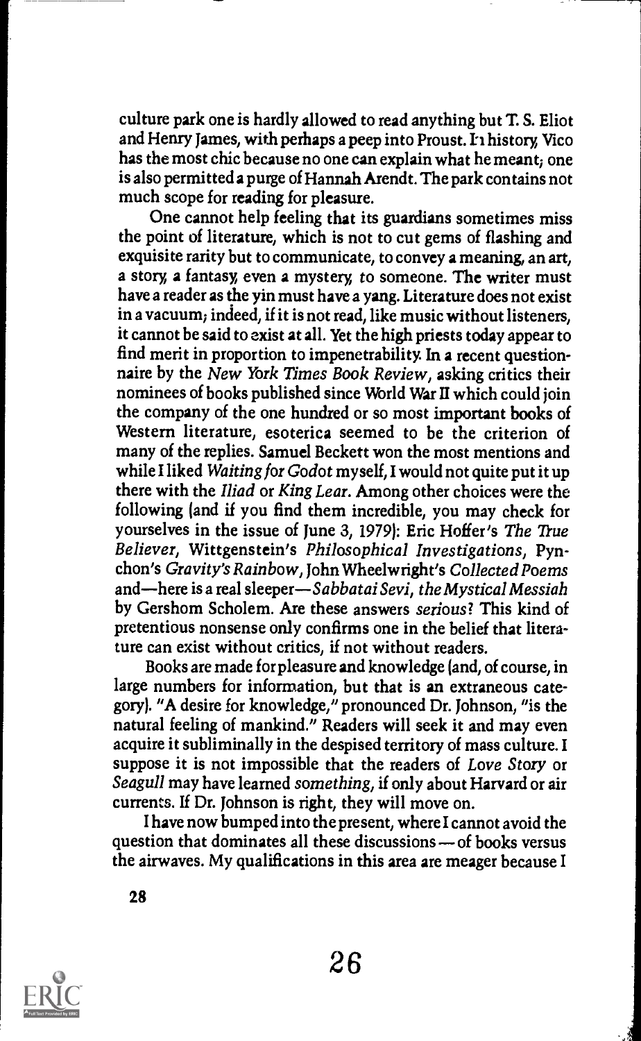culture park one is hardly allowed to read anything but T. S. Eliot and Henry James, with perhaps a peep into Proust. In history, Vico has the most chic because no one can explain what he meant; one is also permitted a purge of Hannah Arendt. The park contains not much scope for reading for pleasure.

One cannot help feeling that its guardians sometimes miss the point of literature, which is not to cut gems of flashing and exquisite rarity but to communicate, to convey a meaning, an art, a story, a fantasy, even a mystery, to someone. The writer must have a reader as the yin must have a yang. Literature does not exist in a vacuum; indeed, if it is not read, like music without listeners, it cannot be said to exist at all. Yet the high priests today appear to find merit in proportion to impenetrability. In a recent questionnaire by the *New York Times Book Review*, asking critics their nominees of books published since World War II which could join the company of the one hundred or so most important books of Western literature, esoterica seemed to be the criterion of many of the replies. Samuel Beckett won the most mentions and while I liked *Waiting for Godot* myself, I would not quite put it up there with the *Iliad* or *King Lear*. Among other choices were the following (and if you find them incredible, you may check for yourselves in the issue of June 3, 1979): Eric Hoffer's *The True Believer*, Wittgenstein's *Philosophical Investigations*, Pynchon's *Gravity's Rainbow*, John Wheelwright's *Collected Poems* and—here is a real sleeper—*Sabbatai Sevi, the Mystical Messiah* by Gershom Scholem. Are these answers *serious*? This kind of pretentious nonsense only confirms one in the belief that literature can exist without critics, if not without readers.

Books are made for pleasure and knowledge (and, of course, in large numbers for information, but that is an extraneous category). "A desire for knowledge," pronounced Dr. Johnson, "is the natural feeling of mankind." Readers will seek it and may even acquire it subliminally in the despised territory of mass culture. I suppose it is not impossible that the readers of *Love Story* or *Seagull* may have learned *something*, if only about Harvard or air currents. If Dr. Johnson is right, they will move on.

I have now bumped into the present, where I cannot avoid the question that dominates all these discussions — of books versus the airwaves. My qualifications in this area are meager because I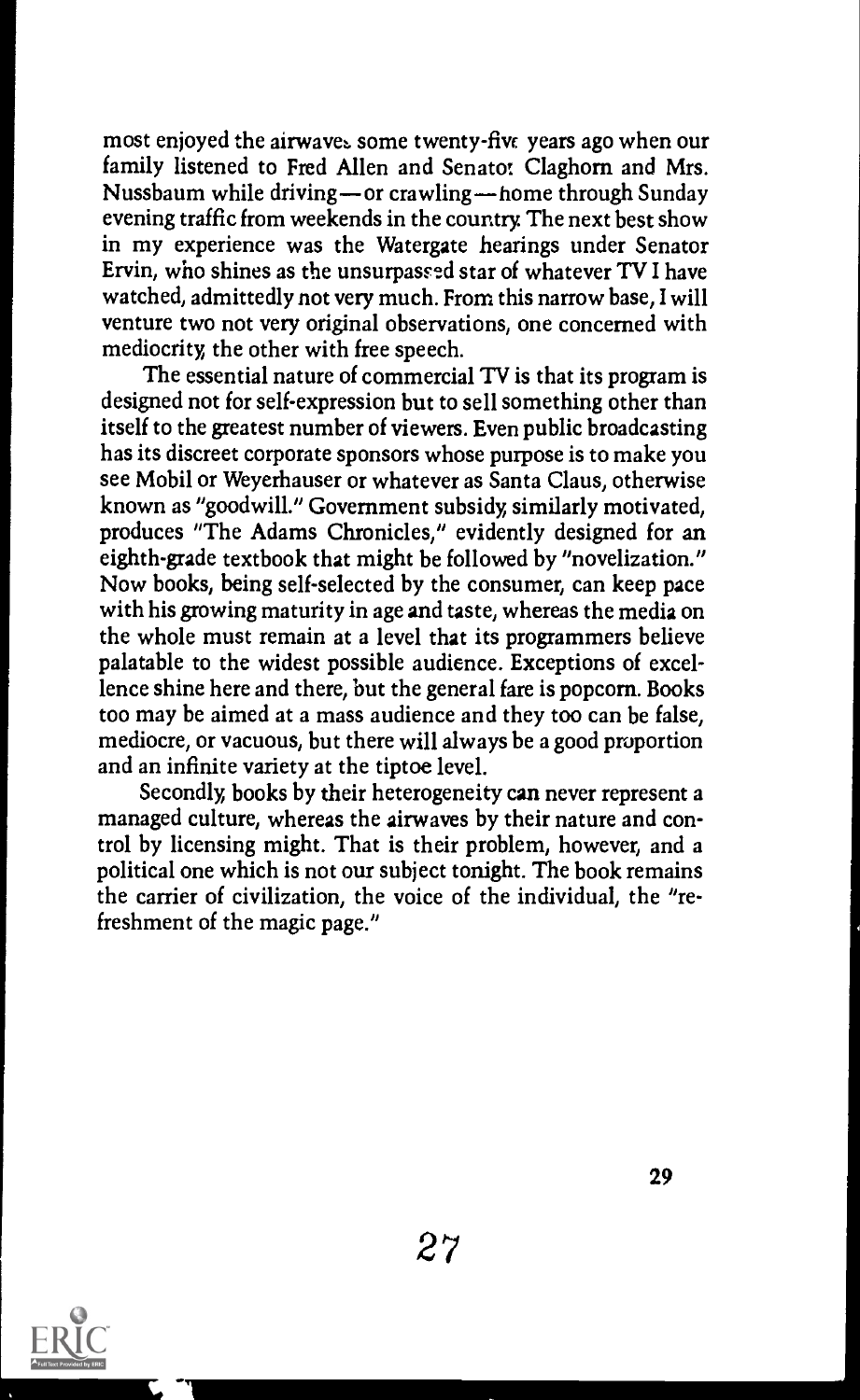most enjoyed the airwaves some twenty-five years ago when our family listened to Fred Allen and Senator Claghorn and Mrs. Nussbaum while driving—or crawling—home through Sunday evening traffic from weekends in the country. The next best show in my experience was the Watergate hearings under Senator Ervin, who shines as the unsurpassed star of whatever TV I have watched, admittedly not very much. From this narrow base, I will venture two not very original observations, one concerned with mediocrity, the other with free speech.

The essential nature of commercial TV is that its program is designed not for self-expression but to sell something other than itself to the greatest number of viewers. Even public broadcasting has its discreet corporate sponsors whose purpose is to make you see Mobil or Weyerhauser or whatever as Santa Claus, otherwise known as "goodwill." Government subsidy, similarly motivated, produces "The Adams Chronicles," evidently designed for an eighth-grade textbook that might be followed by "novelization." Now books, being self-selected by the consumer, can keep pace with his growing maturity in age and taste, whereas the media on the whole must remain at a level that its programmers believe palatable to the widest possible audience. Exceptions of excellence shine here and there, but the general fare is popcorn. Books too may be aimed at a mass audience and they too can be false, mediocre, or vacuous, but there will always be a good proportion and an infinite variety at the tiptoe level.

Secondly, books by their heterogeneity can never represent a managed culture, whereas the airwaves by their nature and control by licensing might. That is their problem, however, and a political one which is not our subject tonight. The book remains the carrier of civilization, the voice of the individual, the "refreshment of the magic page."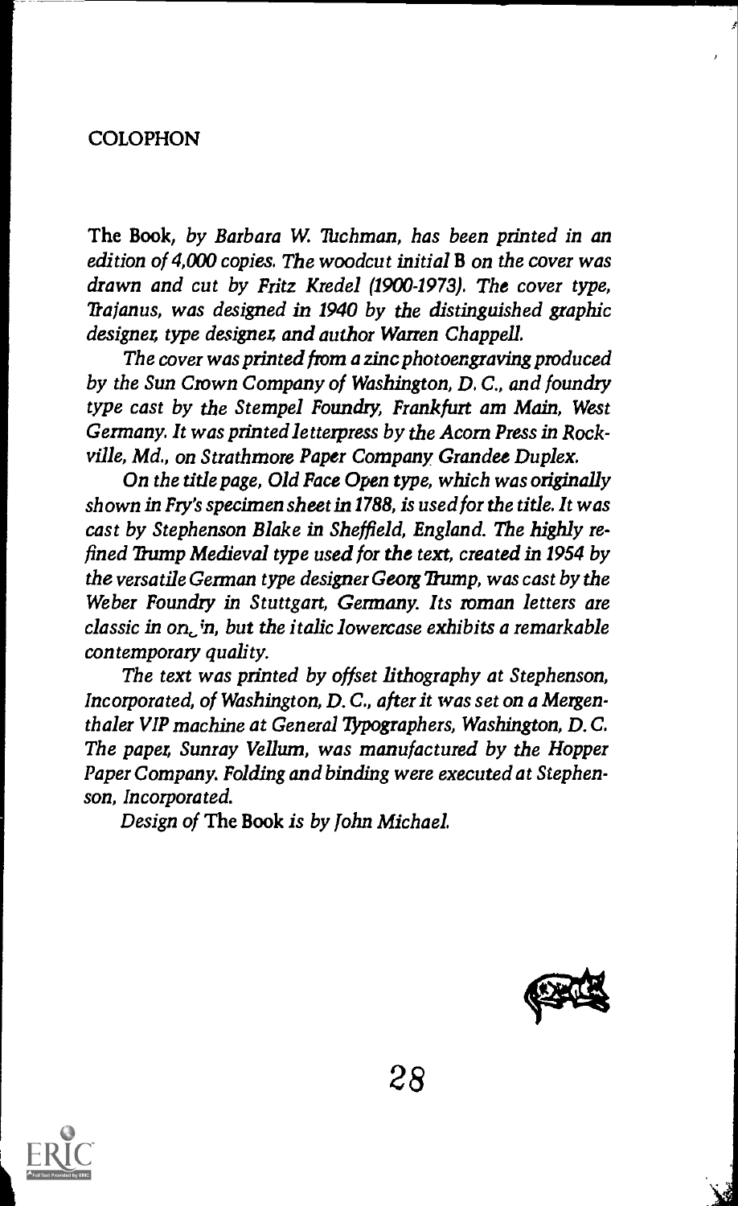## COLOPHON

The Book, *by Barbara W. Tuchman, has been printed in an edition of 4,000 copies. The woodcut initial* B *on the cover was drawn and cut by Fritz Kredel (1900-1973). The cover type, Trajanus, was designed in 1940 by the distinguished graphic designer, type designer, and author Warren Chappell.*

*The cover was printed from a zinc photoengraving produced by the Sun Crown Company of Washington, D. C., and foundry type cast by the Stempel Foundry, Frankfurt am Main, West Germany. It was printed letterpress by the Acorn Press in Rockville, Md., on Strathmore Paper Company Grandee Duplex.*

*On the title page, Old Face Open type, which was originally shown in Fry's specimen sheet in 1788, is used for the title. It was cast by Stephenson Blake in Sheffield, England. The highly refined Trump Medieval type used for the text, created in 1954 by the versatile German type designer Georg Trump, was cast by the Weber Foundry in Stuttgart, Germany. Its roman letters are classic in on.,in, but the italic lowercase exhibits a remarkable contemporary quality.*

*The text was printed by offset lithography at Stephenson, Incorporated, of Washington, D. C., after it was set on a Mergenthaler VIP machine at General Typographers, Washington, D. C. The paper, Sunray Vellum, was manufactured by the Hopper Paper Company. Folding and binding were executed at Stephenson, Incorporated.*

*Design of* The Book *is by John Michael.*